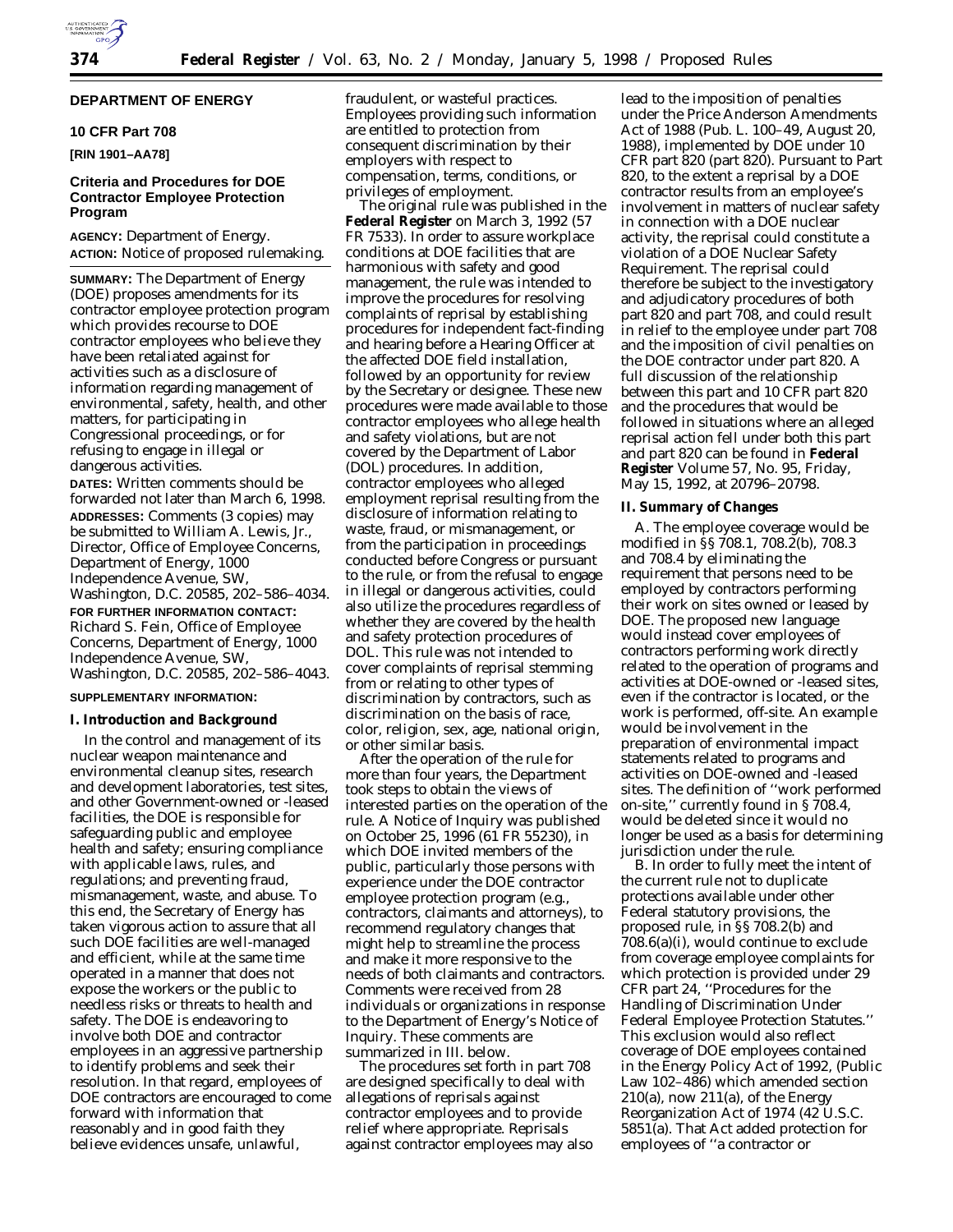## DEPARTMENT OF ENERGY

### 10 CFR Part 708

**[RIN 1901–AA78]**

### Criteria and Procedures for DOE Contractor Employee Protection Program

**AGENCY:** Department of Energy.

**ACTION:** Notice of proposed rulemaking.

**SUMMARY:** The Department of Energy (DOE) proposes amendments for its contractor employee protection program which provides recourse to DOE contractor employees who believe they have been retaliated against for activities such as a disclosure of information regarding management of environmental, safety, health, and other matters, for participating in Congressional proceedings, or for refusing to engage in illegal or dangerous activities.

**DATES:** Written comments should be forwarded not later than March 6, 1998.

**ADDRESSES:** Comments (3 copies) may be submitted to William A. Lewis, Jr., Director, Office of Employee Concerns, Department of Energy, 1000 Independence Avenue, SW, Washington, D.C. 20585, 202–586–4034.

**FOR FURTHER INFORMATION CONTACT:** Richard S. Fein, Office of Employee Concerns, Department of Energy, 1000 Independence Avenue, SW, Washington, D.C. 20585, 202–586–4043.

**SUPPLEMENTARY INFORMATION:**

#### I. Introduction and Background

In the control and management of its nuclear weapon maintenance and environmental cleanup sites, research and development laboratories, test sites, and other Government-owned or -leased facilities, the DOE is responsible for safeguarding public and employee health and safety; ensuring compliance with applicable laws, rules, and regulations; and preventing fraud, mismanagement, waste, and abuse. To this end, the Secretary of Energy has taken vigorous action to assure that all such DOE facilities are well-managed and efficient, while at the same time operated in a manner that does not expose the workers or the public to needless risks or threats to health and safety. The DOE is endeavoring to involve both DOE and contractor employees in an aggressive partnership to identify problems and seek their resolution. In that regard, employees of DOE contractors are encouraged to come forward with information that reasonably and in good faith they believe evidences unsafe, unlawful, fraudulent, or wasteful practices. Employees providing such information are entitled to protection from consequent discrimination by their employers with respect to compensation, terms, conditions, or privileges of employment.

The original rule was published in the **Federal Register** on March 3, 1992 (57 FR 7533). In order to assure workplace conditions at DOE facilities that are harmonious with safety and good management, the rule was intended to improve the procedures for resolving complaints of reprisal by establishing procedures for independent fact-finding and hearing before a Hearing Officer at the affected DOE field installation, followed by an opportunity for review by the Secretary or designee. These new procedures were made available to those contractor employees who allege health and safety violations, but are not covered by the Department of Labor (DOL) procedures. In addition, contractor employees who alleged employment reprisal resulting from the disclosure of information relating to waste, fraud, or mismanagement, or from the participation in proceedings conducted before Congress or pursuant to the rule, or from the refusal to engage in illegal or dangerous activities, could also utilize the procedures regardless of whether they are covered by the health and safety protection procedures of DOL. This rule was not intended to cover complaints of reprisal stemming from or relating to other types of discrimination by contractors, such as discrimination on the basis of race, color, religion, sex, age, national origin, or other similar basis.

After the operation of the rule for more than four years, the Department took steps to obtain the views of interested parties on the operation of the rule. A Notice of Inquiry was published on October 25, 1996 (61 FR 55230), in which DOE invited members of the public, particularly those persons with experience under the DOE contractor employee protection program (e.g., contractors, claimants and attorneys), to recommend regulatory changes that might help to streamline the process and make it more responsive to the needs of both claimants and contractors. Comments were received from 28 individuals or organizations in response to the Department of Energy's Notice of Inquiry. These comments are summarized in III. below.

The procedures set forth in part 708 are designed specifically to deal with allegations of reprisals against contractor employees and to provide relief where appropriate. Reprisals against contractor employees may also lead to the imposition of penalties under the Price Anderson Amendments Act of 1988 (Pub. L. 100–49, August 20, 1988), implemented by DOE under 10 CFR part 820 (part 820). Pursuant to Part 820, to the extent a reprisal by a DOE contractor results from an employee's involvement in matters of nuclear safety in connection with a DOE nuclear activity, the reprisal could constitute a violation of a DOE Nuclear Safety Requirement. The reprisal could therefore be subject to the investigatory and adjudicatory procedures of both part 820 and part 708, and could result in relief to the employee under part 708 and the imposition of civil penalties on the DOE contractor under part 820. A full discussion of the relationship between this part and 10 CFR part 820 and the procedures that would be followed in situations where an alleged reprisal action fell under both this part and part 820 can be found in **Federal Register** Volume 57, No. 95, Friday, May 15, 1992, at 20796–20798.

#### II. Summary of Changes

A. The employee coverage would be modified in §§ 708.1, 708.2(b), 708.3 and 708.4 by eliminating the requirement that persons need to be employed by contractors performing their work on sites owned or leased by DOE. The proposed new language would instead cover employees of contractors performing work directly related to the operation of programs and activities at DOE-owned or -leased sites, even if the contractor is located, or the work is performed, off-site. An example would be involvement in the preparation of environmental impact statements related to programs and activities on DOE-owned and -leased sites. The definition of "work performed on-site," currently found in § 708.4, would be deleted since it would no longer be used as a basis for determining jurisdiction under the rule.

B. In order to fully meet the intent of the current rule not to duplicate protections available under other Federal statutory provisions, the proposed rule, in §§ 708.2(b) and 708.6(a)(i), would continue to exclude from coverage employee complaints for which protection is provided under 29 CFR part 24, "Procedures for the Handling of Discrimination Under Federal Employee Protection Statutes." This exclusion would also reflect coverage of DOE employees contained in the Energy Policy Act of 1992, (Public Law 102–486) which amended section 210(a), now 211(a), of the Energy Reorganization Act of 1974 (42 U.S.C. 5851(a). That Act added protection for employees of "a contractor or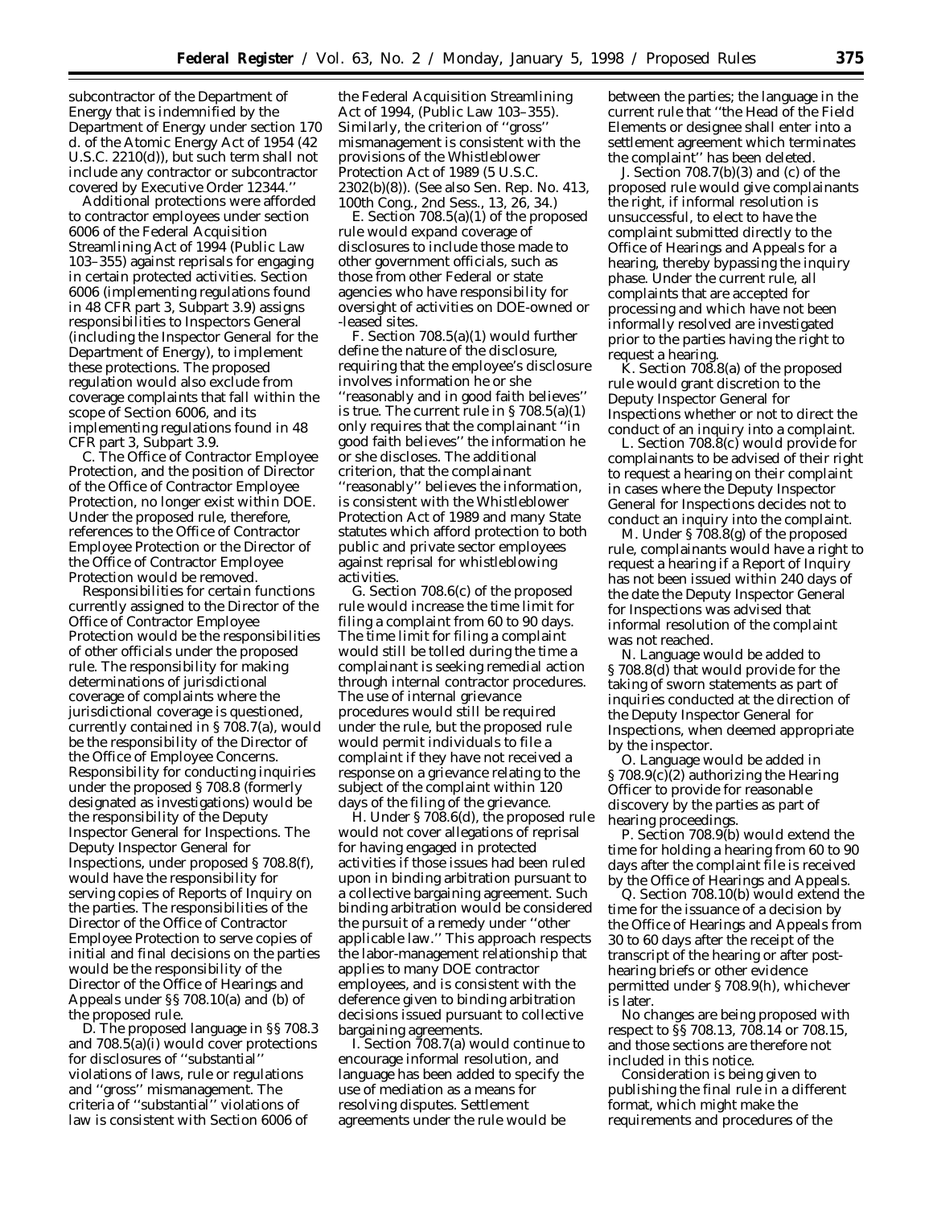subcontractor of the Department of Energy that is indemnified by the Department of Energy under section 170 d. of the Atomic Energy Act of 1954 (42 U.S.C. 2210(d)), but such term shall not include any contractor or subcontractor covered by Executive Order 12344.''

Additional protections were afforded to contractor employees under section 6006 of the Federal Acquisition Streamlining Act of 1994 (Public Law 103–355) against reprisals for engaging in certain protected activities. Section 6006 (implementing regulations found in 48 CFR part 3, Subpart 3.9) assigns responsibilities to Inspectors General (including the Inspector General for the Department of Energy), to implement these protections. The proposed regulation would also exclude from coverage complaints that fall within the scope of Section 6006, and its implementing regulations found in 48 CFR part 3, Subpart 3.9.

C. The Office of Contractor Employee Protection, and the position of Director of the Office of Contractor Employee Protection, no longer exist within DOE. Under the proposed rule, therefore, references to the Office of Contractor Employee Protection or the Director of the Office of Contractor Employee Protection would be removed.

Responsibilities for certain functions currently assigned to the Director of the Office of Contractor Employee Protection would be the responsibilities of other officials under the proposed rule. The responsibility for making determinations of jurisdictional coverage of complaints where the jurisdictional coverage is questioned, currently contained in § 708.7(a), would be the responsibility of the Director of the Office of Employee Concerns. Responsibility for conducting inquiries under the proposed § 708.8 (formerly designated as investigations) would be the responsibility of the Deputy Inspector General for Inspections. The Deputy Inspector General for Inspections, under proposed § 708.8(f), would have the responsibility for serving copies of Reports of Inquiry on the parties. The responsibilities of the Director of the Office of Contractor Employee Protection to serve copies of initial and final decisions on the parties would be the responsibility of the Director of the Office of Hearings and Appeals under §§ 708.10(a) and (b) of the proposed rule.

D. The proposed language in §§ 708.3 and 708.5(a)(i) would cover protections for disclosures of ''substantial'' violations of laws, rule or regulations and ''gross'' mismanagement. The criteria of ''substantial'' violations of law is consistent with Section 6006 of the Federal Acquisition Streamlining Act of 1994, (Public Law 103–355). Similarly, the criterion of ''gross'' mismanagement is consistent with the provisions of the Whistleblower Protection Act of 1989 (5 U.S.C. 2302(b)(8)). (See also Sen. Rep. No. 413, 100th Cong., 2nd Sess., 13, 26, 34.)

E. Section 708.5(a)(1) of the proposed rule would expand coverage of disclosures to include those made to other government officials, such as those from other Federal or state agencies who have responsibility for oversight of activities on DOE-owned or -leased sites.

F. Section 708.5(a)(1) would further define the nature of the disclosure, requiring that the employee's disclosure involves information he or she ''reasonably and in good faith believes'' is true. The current rule in § 708.5(a)(1) only requires that the complainant ''in good faith believes'' the information he or she discloses. The additional criterion, that the complainant ''reasonably'' believes the information, is consistent with the Whistleblower Protection Act of 1989 and many State statutes which afford protection to both public and private sector employees against reprisal for whistleblowing activities.

G. Section 708.6(c) of the proposed rule would increase the time limit for filing a complaint from 60 to 90 days. The time limit for filing a complaint would still be tolled during the time a complainant is seeking remedial action through internal contractor procedures. The use of internal grievance procedures would still be required under the rule, but the proposed rule would permit individuals to file a complaint if they have not received a response on a grievance relating to the subject of the complaint within 120 days of the filing of the grievance.

H. Under § 708.6(d), the proposed rule would not cover allegations of reprisal for having engaged in protected activities if those issues had been ruled upon in binding arbitration pursuant to a collective bargaining agreement. Such binding arbitration would be considered the pursuit of a remedy under ''other applicable law.'' This approach respects the labor-management relationship that applies to many DOE contractor employees, and is consistent with the deference given to binding arbitration decisions issued pursuant to collective bargaining agreements.

I. Section 708.7(a) would continue to encourage informal resolution, and language has been added to specify the use of mediation as a means for resolving disputes. Settlement agreements under the rule would be between the parties; the language in the current rule that ''the Head of the Field Elements or designee shall enter into a settlement agreement which terminates the complaint'' has been deleted.

J. Section 708.7(b)(3) and (c) of the proposed rule would give complainants the right, if informal resolution is unsuccessful, to elect to have the complaint submitted directly to the Office of Hearings and Appeals for a hearing, thereby bypassing the inquiry phase. Under the current rule, all complaints that are accepted for processing and which have not been informally resolved are investigated prior to the parties having the right to request a hearing.

K. Section 708.8(a) of the proposed rule would grant discretion to the Deputy Inspector General for Inspections whether or not to direct the conduct of an inquiry into a complaint.

L. Section 708.8(c) would provide for complainants to be advised of their right to request a hearing on their complaint in cases where the Deputy Inspector General for Inspections decides not to conduct an inquiry into the complaint.

M. Under § 708.8(g) of the proposed rule, complainants would have a right to request a hearing if a Report of Inquiry has not been issued within 240 days of the date the Deputy Inspector General for Inspections was advised that informal resolution of the complaint was not reached.

N. Language would be added to § 708.8(d) that would provide for the taking of sworn statements as part of inquiries conducted at the direction of the Deputy Inspector General for Inspections, when deemed appropriate by the inspector.

O. Language would be added in § 708.9(c)(2) authorizing the Hearing Officer to provide for reasonable discovery by the parties as part of hearing proceedings.

P. Section 708.9(b) would extend the time for holding a hearing from 60 to 90 days after the complaint file is received by the Office of Hearings and Appeals.

Q. Section 708.10(b) would extend the time for the issuance of a decision by the Office of Hearings and Appeals from 30 to 60 days after the receipt of the transcript of the hearing or after post-hearing briefs or other evidence permitted under § 708.9(h), whichever is later.

No changes are being proposed with respect to §§ 708.13, 708.14 or 708.15, and those sections are therefore not included in this notice.

Consideration is being given to publishing the final rule in a different format, which might make the requirements and procedures of the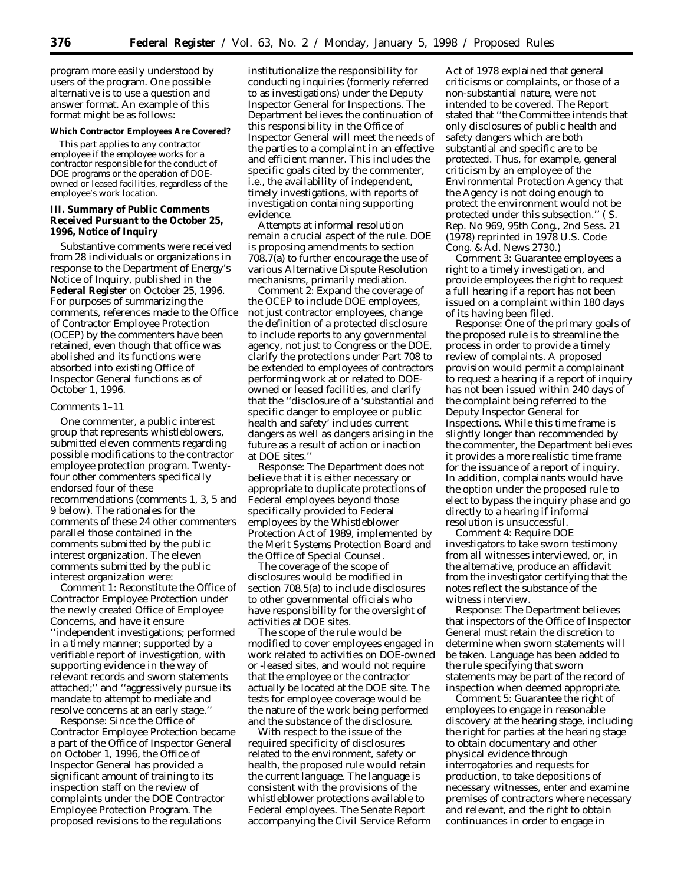program more easily understood by users of the program. One possible alternative is to use a question and answer format. An example of this format might be as follows:

**Which Contractor Employees Are Covered?**

This part applies to any contractor employee if the employee works for a contractor responsible for the conduct of DOE programs or the operation of DOE-owned or leased facilities, regardless of the employee's work location.

### III. Summary of Public Comments Received Pursuant to the October 25, 1996, Notice of Inquiry

Substantive comments were received from 28 individuals or organizations in response to the Department of Energy's Notice of Inquiry, published in the **Federal Register** on October 25, 1996. For purposes of summarizing the comments, references made to the Office of Contractor Employee Protection (OCEP) by the commenters have been retained, even though that office was abolished and its functions were absorbed into existing Office of Inspector General functions as of October 1, 1996.

*Comments 1–11*

One commenter, a public interest group that represents whistleblowers, submitted eleven comments regarding possible modifications to the contractor employee protection program. Twenty-four other commenters specifically endorsed four of these recommendations (comments 1, 3, 5 and 9 below). The rationales for the comments of these 24 other commenters parallel those contained in the comments submitted by the public interest organization. The eleven comments submitted by the public interest organization were:

Comment 1: Reconstitute the Office of Contractor Employee Protection under the newly created Office of Employee Concerns, and have it ensure ''independent investigations; performed in a timely manner; supported by a verifiable report of investigation, with supporting evidence in the way of relevant records and sworn statements attached;'' and ''aggressively pursue its mandate to attempt to mediate and resolve concerns at an early stage.''

Response: Since the Office of Contractor Employee Protection became a part of the Office of Inspector General on October 1, 1996, the Office of Inspector General has provided a significant amount of training to its inspection staff on the review of complaints under the DOE Contractor Employee Protection Program. The proposed revisions to the regulations institutionalize the responsibility for conducting inquiries (formerly referred to as investigations) under the Deputy Inspector General for Inspections. The Department believes the continuation of this responsibility in the Office of Inspector General will meet the needs of the parties to a complaint in an effective and efficient manner. This includes the specific goals cited by the commenter, i.e., the availability of independent, timely investigations, with reports of investigation containing supporting evidence.

Attempts at informal resolution remain a crucial aspect of the rule. DOE is proposing amendments to section 708.7(a) to further encourage the use of various Alternative Dispute Resolution mechanisms, primarily mediation.

Comment 2: Expand the coverage of the OCEP to include DOE employees, not just contractor employees, change the definition of a protected disclosure to include reports to any governmental agency, not just to Congress or the DOE, clarify the protections under Part 708 to be extended to employees of contractors performing work at or related to DOE-owned or leased facilities, and clarify that the ''disclosure of a 'substantial and specific danger to employee or public health and safety' includes current dangers as well as dangers arising in the future as a result of action or inaction at DOE sites.''

Response: The Department does not believe that it is either necessary or appropriate to duplicate protections of Federal employees beyond those specifically provided to Federal employees by the Whistleblower Protection Act of 1989, implemented by the Merit Systems Protection Board and the Office of Special Counsel.

The coverage of the scope of disclosures would be modified in section 708.5(a) to include disclosures to other governmental officials who have responsibility for the oversight of activities at DOE sites.

The scope of the rule would be modified to cover employees engaged in work related to activities on DOE-owned or -leased sites, and would not require that the employee or the contractor actually be located at the DOE site. The tests for employee coverage would be the nature of the work being performed and the substance of the disclosure.

With respect to the issue of the required specificity of disclosures related to the environment, safety or health, the proposed rule would retain the current language. The language is consistent with the provisions of the whistleblower protections available to Federal employees. The Senate Report accompanying the Civil Service Reform Act of 1978 explained that general criticisms or complaints, or those of a non-substantial nature, were not intended to be covered. The Report stated that ''the Committee intends that only disclosures of public health and safety dangers which are both substantial and specific are to be protected. Thus, for example, general criticism by an employee of the Environmental Protection Agency that the Agency is not doing enough to protect the environment would not be protected under this subsection.'' ( S. Rep. No 969, 95th Cong., 2nd Sess. 21 (1978) reprinted in 1978 U.S. Code Cong. & Ad. News 2730.)

Comment 3: Guarantee employees a right to a timely investigation, and provide employees the right to request a full hearing if a report has not been issued on a complaint within 180 days of its having been filed.

Response: One of the primary goals of the proposed rule is to streamline the process in order to provide a timely review of complaints. A proposed provision would permit a complainant to request a hearing if a report of inquiry has not been issued within 240 days of the complaint being referred to the Deputy Inspector General for Inspections. While this time frame is slightly longer than recommended by the commenter, the Department believes it provides a more realistic time frame for the issuance of a report of inquiry. In addition, complainants would have the option under the proposed rule to elect to bypass the inquiry phase and go directly to a hearing if informal resolution is unsuccessful.

Comment 4: Require DOE investigators to take sworn testimony from all witnesses interviewed, or, in the alternative, produce an affidavit from the investigator certifying that the notes reflect the substance of the witness interview.

Response: The Department believes that inspectors of the Office of Inspector General must retain the discretion to determine when sworn statements will be taken. Language has been added to the rule specifying that sworn statements may be part of the record of inspection when deemed appropriate.

Comment 5: Guarantee the right of employees to engage in reasonable discovery at the hearing stage, including the right for parties at the hearing stage to obtain documentary and other physical evidence through interrogatories and requests for production, to take depositions of necessary witnesses, enter and examine premises of contractors where necessary and relevant, and the right to obtain continuances in order to engage in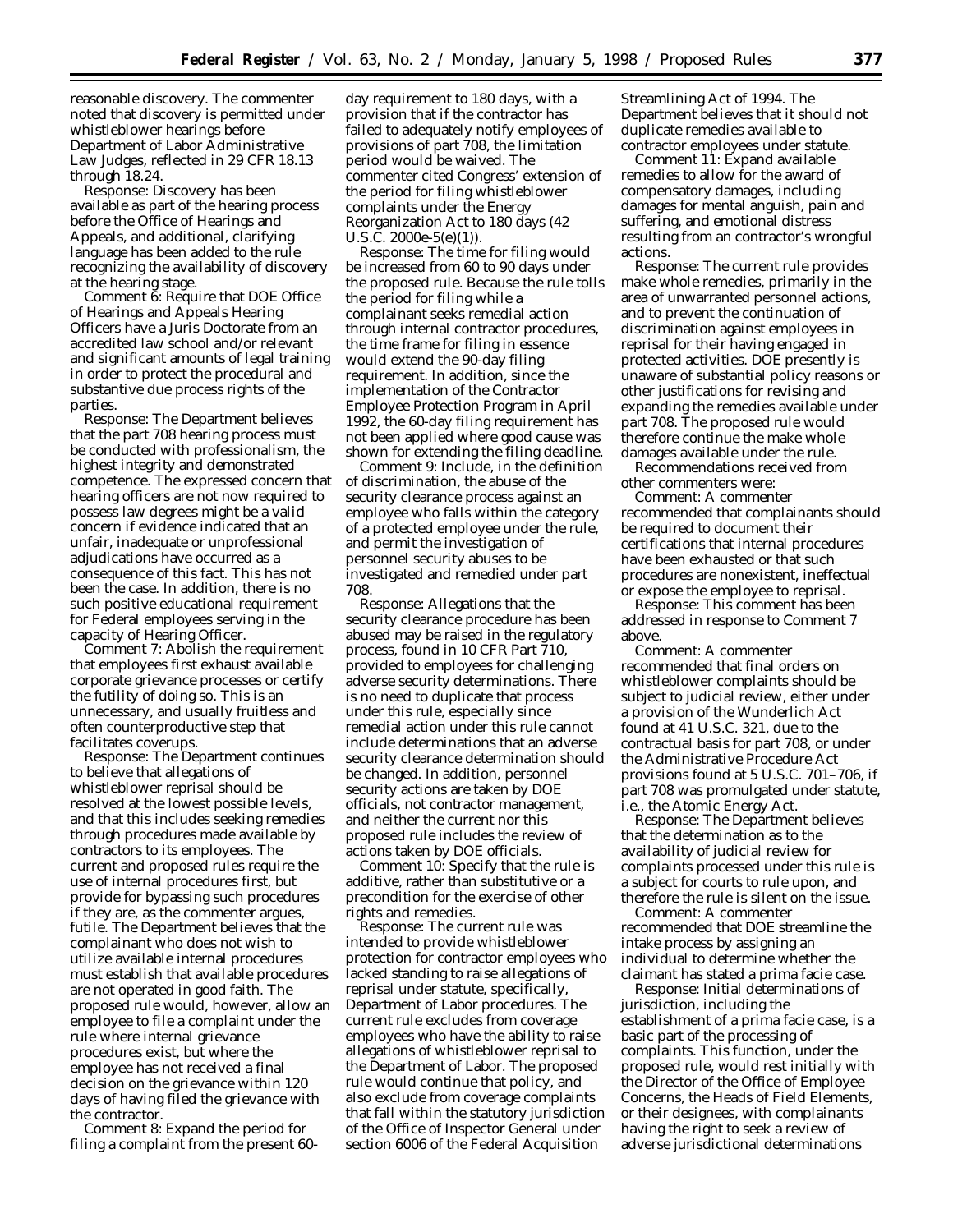reasonable discovery. The commenter noted that discovery is permitted under whistleblower hearings before Department of Labor Administrative Law Judges, reflected in 29 CFR 18.13 through 18.24.

*Response:* Discovery has been available as part of the hearing process before the Office of Hearings and Appeals, and additional, clarifying language has been added to the rule recognizing the availability of discovery at the hearing stage.

*Comment 6:* Require that DOE Office of Hearings and Appeals Hearing Officers have a Juris Doctorate from an accredited law school and/or relevant and significant amounts of legal training in order to protect the procedural and substantive due process rights of the parties.

*Response:* The Department believes that the part 708 hearing process must be conducted with professionalism, the highest integrity and demonstrated competence. The expressed concern that hearing officers are not now required to possess law degrees might be a valid concern if evidence indicated that an unfair, inadequate or unprofessional adjudications have occurred as a consequence of this fact. This has not been the case. In addition, there is no such positive educational requirement for Federal employees serving in the capacity of Hearing Officer.

*Comment 7:* Abolish the requirement that employees first exhaust available corporate grievance processes or certify the futility of doing so. This is an unnecessary, and usually fruitless and often counterproductive step that facilitates coverups.

*Response:* The Department continues to believe that allegations of whistleblower reprisal should be resolved at the lowest possible levels, and that this includes seeking remedies through procedures made available by contractors to its employees. The current and proposed rules require the use of internal procedures first, but provide for bypassing such procedures if they are, as the commenter argues, futile. The Department believes that the complainant who does not wish to utilize available internal procedures must establish that available procedures are not operated in good faith. The proposed rule would, however, allow an employee to file a complaint under the rule where internal grievance procedures exist, but where the employee has not received a final decision on the grievance within 120 days of having filed the grievance with the contractor.

*Comment 8:* Expand the period for filing a complaint from the present 60-day requirement to 180 days, with a provision that if the contractor has failed to adequately notify employees of provisions of part 708, the limitation period would be waived. The commenter cited Congress' extension of the period for filing whistleblower complaints under the Energy Reorganization Act to 180 days (42 U.S.C. 2000e-5(e)(1)).

*Response:* The time for filing would be increased from 60 to 90 days under the proposed rule. Because the rule tolls the period for filing while a complainant seeks remedial action through internal contractor procedures, the time frame for filing in essence would extend the 90-day filing requirement. In addition, since the implementation of the Contractor Employee Protection Program in April 1992, the 60-day filing requirement has not been applied where good cause was shown for extending the filing deadline.

*Comment 9:* Include, in the definition of discrimination, the abuse of the security clearance process against an employee who falls within the category of a protected employee under the rule, and permit the investigation of personnel security abuses to be investigated and remedied under part 708.

*Response:* Allegations that the security clearance procedure has been abused may be raised in the regulatory process, found in 10 CFR Part 710, provided to employees for challenging adverse security determinations. There is no need to duplicate that process under this rule, especially since remedial action under this rule cannot include determinations that an adverse security clearance determination should be changed. In addition, personnel security actions are taken by DOE officials, not contractor management, and neither the current nor this proposed rule includes the review of actions taken by DOE officials.

*Comment 10:* Specify that the rule is additive, rather than substitutive or a precondition for the exercise of other rights and remedies.

*Response:* The current rule was intended to provide whistleblower protection for contractor employees who lacked standing to raise allegations of reprisal under statute, specifically, Department of Labor procedures. The current rule excludes from coverage employees who have the ability to raise allegations of whistleblower reprisal to the Department of Labor. The proposed rule would continue that policy, and also exclude from coverage complaints that fall within the statutory jurisdiction of the Office of Inspector General under section 6006 of the Federal Acquisition Streamlining Act of 1994. The Department believes that it should not duplicate remedies available to contractor employees under statute.

*Comment 11:* Expand available remedies to allow for the award of compensatory damages, including damages for mental anguish, pain and suffering, and emotional distress resulting from an contractor's wrongful actions.

*Response:* The current rule provides make whole remedies, primarily in the area of unwarranted personnel actions, and to prevent the continuation of discrimination against employees in reprisal for their having engaged in protected activities. DOE presently is unaware of substantial policy reasons or other justifications for revising and expanding the remedies available under part 708. The proposed rule would therefore continue the make whole damages available under the rule.

Recommendations received from other commenters were:

*Comment:* A commenter recommended that complainants should be required to document their certifications that internal procedures have been exhausted or that such procedures are nonexistent, ineffectual or expose the employee to reprisal.

*Response:* This comment has been addressed in response to Comment 7 above.

*Comment:* A commenter recommended that final orders on whistleblower complaints should be subject to judicial review, either under a provision of the Wunderlich Act found at 41 U.S.C. 321, due to the contractual basis for part 708, or under the Administrative Procedure Act provisions found at 5 U.S.C. 701–706, if part 708 was promulgated under statute, i.e., the Atomic Energy Act.

*Response:* The Department believes that the determination as to the availability of judicial review for complaints processed under this rule is a subject for courts to rule upon, and therefore the rule is silent on the issue.

*Comment:* A commenter recommended that DOE streamline the intake process by assigning an individual to determine whether the claimant has stated a prima facie case.

*Response:* Initial determinations of jurisdiction, including the establishment of a prima facie case, is a basic part of the processing of complaints. This function, under the proposed rule, would rest initially with the Director of the Office of Employee Concerns, the Heads of Field Elements, or their designees, with complainants having the right to seek a review of adverse jurisdictional determinations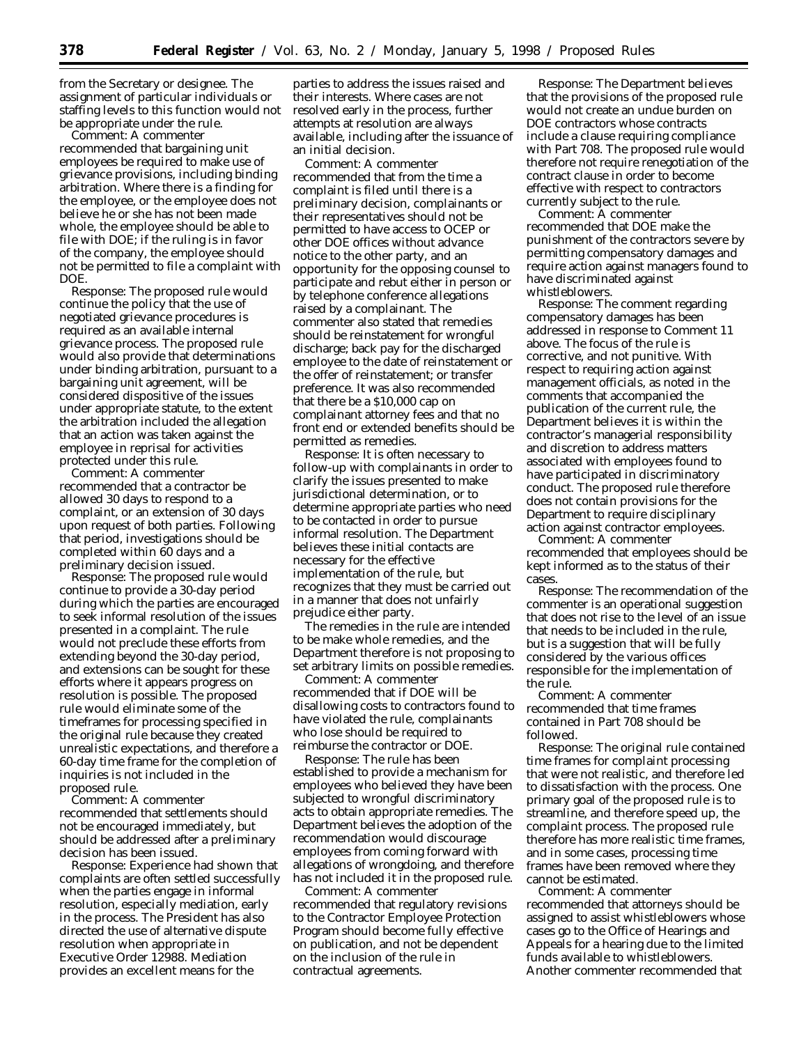from the Secretary or designee. The assignment of particular individuals or staffing levels to this function would not be appropriate under the rule.

*Comment:* A commenter recommended that bargaining unit employees be required to make use of grievance provisions, including binding arbitration. Where there is a finding for the employee, or the employee does not believe he or she has not been made whole, the employee should be able to file with DOE; if the ruling is in favor of the company, the employee should not be permitted to file a complaint with DOE.

*Response:* The proposed rule would continue the policy that the use of negotiated grievance procedures is required as an available internal grievance process. The proposed rule would also provide that determinations under binding arbitration, pursuant to a bargaining unit agreement, will be considered dispositive of the issues under appropriate statute, to the extent the arbitration included the allegation that an action was taken against the employee in reprisal for activities protected under this rule.

*Comment:* A commenter recommended that a contractor be allowed 30 days to respond to a complaint, or an extension of 30 days upon request of both parties. Following that period, investigations should be completed within 60 days and a preliminary decision issued.

*Response:* The proposed rule would continue to provide a 30-day period during which the parties are encouraged to seek informal resolution of the issues presented in a complaint. The rule would not preclude these efforts from extending beyond the 30-day period, and extensions can be sought for these efforts where it appears progress on resolution is possible. The proposed rule would eliminate some of the timeframes for processing specified in the original rule because they created unrealistic expectations, and therefore a 60-day time frame for the completion of inquiries is not included in the proposed rule.

*Comment:* A commenter recommended that settlements should not be encouraged immediately, but should be addressed after a preliminary decision has been issued.

*Response:* Experience had shown that complaints are often settled successfully when the parties engage in informal resolution, especially mediation, early in the process. The President has also directed the use of alternative dispute resolution when appropriate in Executive Order 12988. Mediation provides an excellent means for the parties to address the issues raised and their interests. Where cases are not resolved early in the process, further attempts at resolution are always available, including after the issuance of an initial decision.

*Comment:* A commenter recommended that from the time a complaint is filed until there is a preliminary decision, complainants or their representatives should not be permitted to have access to OCEP or other DOE offices without advance notice to the other party, and an opportunity for the opposing counsel to participate and rebut either in person or by telephone conference allegations raised by a complainant. The commenter also stated that remedies should be reinstatement for wrongful discharge; back pay for the discharged employee to the date of reinstatement or the offer of reinstatement; or transfer preference. It was also recommended that there be a $10,000 cap on complainant attorney fees and that no front end or extended benefits should be permitted as remedies.

*Response:* It is often necessary to follow-up with complainants in order to clarify the issues presented to make jurisdictional determination, or to determine appropriate parties who need to be contacted in order to pursue informal resolution. The Department believes these initial contacts are necessary for the effective implementation of the rule, but recognizes that they must be carried out in a manner that does not unfairly prejudice either party.

The remedies in the rule are intended to be make whole remedies, and the Department therefore is not proposing to set arbitrary limits on possible remedies.

*Comment:* A commenter recommended that if DOE will be disallowing costs to contractors found to have violated the rule, complainants who lose should be required to reimburse the contractor or DOE.

*Response:* The rule has been established to provide a mechanism for employees who believed they have been subjected to wrongful discriminatory acts to obtain appropriate remedies. The Department believes the adoption of the recommendation would discourage employees from coming forward with allegations of wrongdoing, and therefore has not included it in the proposed rule.

*Comment:* A commenter recommended that regulatory revisions to the Contractor Employee Protection Program should become fully effective on publication, and not be dependent on the inclusion of the rule in contractual agreements.

*Response:* The Department believes that the provisions of the proposed rule would not create an undue burden on DOE contractors whose contracts include a clause requiring compliance with Part 708. The proposed rule would therefore not require renegotiation of the contract clause in order to become effective with respect to contractors currently subject to the rule.

*Comment:* A commenter recommended that DOE make the punishment of the contractors severe by permitting compensatory damages and require action against managers found to have discriminated against whistleblowers.

*Response:* The comment regarding compensatory damages has been addressed in response to Comment 11 above. The focus of the rule is corrective, and not punitive. With respect to requiring action against management officials, as noted in the comments that accompanied the publication of the current rule, the Department believes it is within the contractor's managerial responsibility and discretion to address matters associated with employees found to have participated in discriminatory conduct. The proposed rule therefore does not contain provisions for the Department to require disciplinary action against contractor employees.

*Comment:* A commenter recommended that employees should be kept informed as to the status of their cases.

*Response:* The recommendation of the commenter is an operational suggestion that does not rise to the level of an issue that needs to be included in the rule, but is a suggestion that will be fully considered by the various offices responsible for the implementation of the rule.

*Comment:* A commenter recommended that time frames contained in Part 708 should be followed.

*Response:* The original rule contained time frames for complaint processing that were not realistic, and therefore led to dissatisfaction with the process. One primary goal of the proposed rule is to streamline, and therefore speed up, the complaint process. The proposed rule therefore has more realistic time frames, and in some cases, processing time frames have been removed where they cannot be estimated.

*Comment:* A commenter recommended that attorneys should be assigned to assist whistleblowers whose cases go to the Office of Hearings and Appeals for a hearing due to the limited funds available to whistleblowers. Another commenter recommended that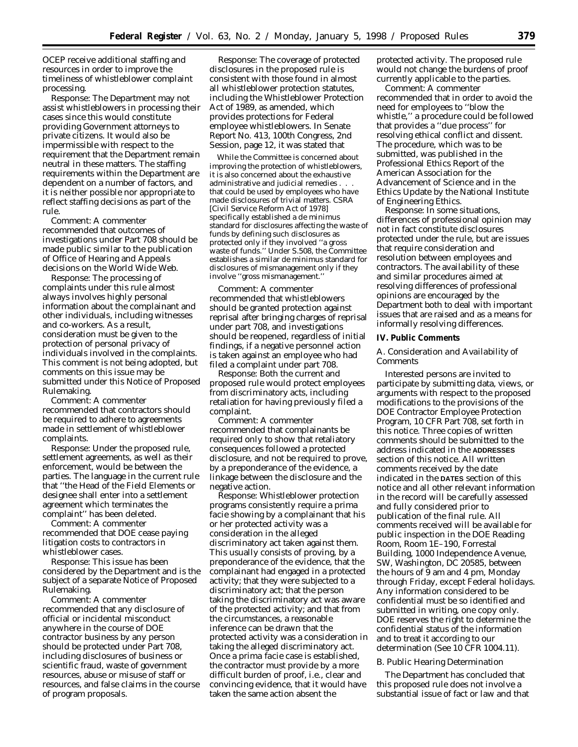OCEP receive additional staffing and resources in order to improve the timeliness of whistleblower complaint processing.

Response: The Department may not assist whistleblowers in processing their cases since this would constitute providing Government attorneys to private citizens. It would also be impermissible with respect to the requirement that the Department remain neutral in these matters. The staffing requirements within the Department are dependent on a number of factors, and it is neither possible nor appropriate to reflect staffing decisions as part of the rule.

Comment: A commenter recommended that outcomes of investigations under Part 708 should be made public similar to the publication of Office of Hearing and Appeals decisions on the World Wide Web.

Response: The processing of complaints under this rule almost always involves highly personal information about the complainant and other individuals, including witnesses and co-workers. As a result, consideration must be given to the protection of personal privacy of individuals involved in the complaints. This comment is not being adopted, but comments on this issue may be submitted under this Notice of Proposed Rulemaking.

Comment: A commenter recommended that contractors should be required to adhere to agreements made in settlement of whistleblower complaints.

Response: Under the proposed rule, settlement agreements, as well as their enforcement, would be between the parties. The language in the current rule that ''the Head of the Field Elements or designee shall enter into a settlement agreement which terminates the complaint'' has been deleted.

Comment: A commenter recommended that DOE cease paying litigation costs to contractors in whistleblower cases.

Response: This issue has been considered by the Department and is the subject of a separate Notice of Proposed Rulemaking.

Comment: A commenter recommended that any disclosure of official or incidental misconduct anywhere in the course of DOE contractor business by any person should be protected under Part 708, including disclosures of business or scientific fraud, waste of government resources, abuse or misuse of staff or resources, and false claims in the course of program proposals.

Response: The coverage of protected disclosures in the proposed rule is consistent with those found in almost all whistleblower protection statutes, including the Whistleblower Protection Act of 1989, as amended, which provides protections for Federal employee whistleblowers. In Senate Report No. 413, 100th Congress, 2nd Session, page 12, it was stated that

> While the Committee is concerned about improving the protection of whistleblowers, it is also concerned about the exhaustive administrative and judicial remedies . . . that could be used by employees who have made disclosures of trivial matters. CSRA [Civil Service Reform Act of 1978] specifically established a de minimus standard for disclosures affecting the waste of funds by defining such disclosures as protected only if they involved ''a gross waste of funds.'' Under S.508, the Committee establishes a similar de minimus standard for disclosures of mismanagement only if they involve ''gross mismanagement.''

Comment: A commenter recommended that whistleblowers should be granted protection against reprisal after bringing charges of reprisal under part 708, and investigations should be reopened, regardless of initial findings, if a negative personnel action is taken against an employee who had filed a complaint under part 708.

Response: Both the current and proposed rule would protect employees from discriminatory acts, including retaliation for having previously filed a complaint.

Comment: A commenter recommended that complainants be required only to show that retaliatory consequences followed a protected disclosure, and not be required to prove, by a preponderance of the evidence, a linkage between the disclosure and the negative action.

Response: Whistleblower protection programs consistently require a prima facie showing by a complainant that his or her protected activity was a consideration in the alleged discriminatory act taken against them. This usually consists of proving, by a preponderance of the evidence, that the complainant had engaged in a protected activity; that they were subjected to a discriminatory act; that the person taking the discriminatory act was aware of the protected activity; and that from the circumstances, a reasonable inference can be drawn that the protected activity was a consideration in taking the alleged discriminatory act. Once a prima facie case is established, the contractor must provide by a more difficult burden of proof, i.e., clear and convincing evidence, that it would have taken the same action absent the protected activity. The proposed rule would not change the burdens of proof currently applicable to the parties.

Comment: A commenter recommended that in order to avoid the need for employees to ''blow the whistle,'' a procedure could be followed that provides a ''due process'' for resolving ethical conflict and dissent. The procedure, which was to be submitted, was published in the Professional Ethics Report of the American Association for the Advancement of Science and in the Ethics Update by the National Institute of Engineering Ethics.

Response: In some situations, differences of professional opinion may not in fact constitute disclosures protected under the rule, but are issues that require consideration and resolution between employees and contractors. The availability of these and similar procedures aimed at resolving differences of professional opinions are encouraged by the Department both to deal with important issues that are raised and as a means for informally resolving differences.

## IV. Public Comments

### A. Consideration and Availability of Comments

Interested persons are invited to participate by submitting data, views, or arguments with respect to the proposed modifications to the provisions of the DOE Contractor Employee Protection Program, 10 CFR Part 708, set forth in this notice. Three copies of written comments should be submitted to the address indicated in the ADDRESSES section of this notice. All written comments received by the date indicated in the DATES section of this notice and all other relevant information in the record will be carefully assessed and fully considered prior to publication of the final rule. All comments received will be available for public inspection in the DOE Reading Room, Room 1E–190, Forrestal Building, 1000 Independence Avenue, SW, Washington, DC 20585, between the hours of 9 am and 4 pm, Monday through Friday, except Federal holidays. Any information considered to be confidential must be so identified and submitted in writing, one copy only. DOE reserves the right to determine the confidential status of the information and to treat it according to our determination (See 10 CFR 1004.11).

### B. Public Hearing Determination

The Department has concluded that this proposed rule does not involve a substantial issue of fact or law and that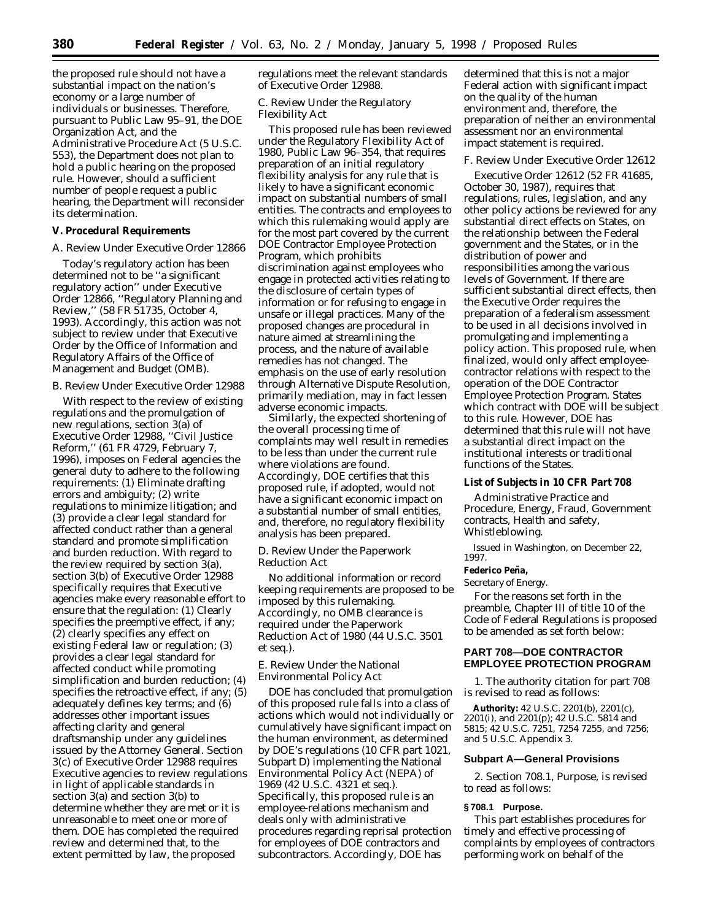the proposed rule should not have a substantial impact on the nation's economy or a large number of individuals or businesses. Therefore, pursuant to Public Law 95–91, the DOE Organization Act, and the Administrative Procedure Act (5 U.S.C. 553), the Department does not plan to hold a public hearing on the proposed rule. However, should a sufficient number of people request a public hearing, the Department will reconsider its determination.

**V. Procedural Requirements**

*A. Review Under Executive Order 12866*

Today's regulatory action has been determined not to be ''a significant regulatory action'' under Executive Order 12866, ''Regulatory Planning and Review,'' (58 FR 51735, October 4, 1993). Accordingly, this action was not subject to review under that Executive Order by the Office of Information and Regulatory Affairs of the Office of Management and Budget (OMB).

*B. Review Under Executive Order 12988*

With respect to the review of existing regulations and the promulgation of new regulations, section 3(a) of Executive Order 12988, ''Civil Justice Reform,'' (61 FR 4729, February 7, 1996), imposes on Federal agencies the general duty to adhere to the following requirements: (1) Eliminate drafting errors and ambiguity; (2) write regulations to minimize litigation; and (3) provide a clear legal standard for affected conduct rather than a general standard and promote simplification and burden reduction. With regard to the review required by section 3(a), section 3(b) of Executive Order 12988 specifically requires that Executive agencies make every reasonable effort to ensure that the regulation: (1) Clearly specifies the preemptive effect, if any; (2) clearly specifies any effect on existing Federal law or regulation; (3) provides a clear legal standard for affected conduct while promoting simplification and burden reduction; (4) specifies the retroactive effect, if any; (5) adequately defines key terms; and (6) addresses other important issues affecting clarity and general draftsmanship under any guidelines issued by the Attorney General. Section 3(c) of Executive Order 12988 requires Executive agencies to review regulations in light of applicable standards in section 3(a) and section 3(b) to determine whether they are met or it is unreasonable to meet one or more of them. DOE has completed the required review and determined that, to the extent permitted by law, the proposed regulations meet the relevant standards of Executive Order 12988.

*C. Review Under the Regulatory Flexibility Act*

This proposed rule has been reviewed under the Regulatory Flexibility Act of 1980, Public Law 96–354, that requires preparation of an initial regulatory flexibility analysis for any rule that is likely to have a significant economic impact on substantial numbers of small entities. The contracts and employees to which this rulemaking would apply are for the most part covered by the current DOE Contractor Employee Protection Program, which prohibits discrimination against employees who engage in protected activities relating to the disclosure of certain types of information or for refusing to engage in unsafe or illegal practices. Many of the proposed changes are procedural in nature aimed at streamlining the process, and the nature of available remedies has not changed. The emphasis on the use of early resolution through Alternative Dispute Resolution, primarily mediation, may in fact lessen adverse economic impacts.

Similarly, the expected shortening of the overall processing time of complaints may well result in remedies to be less than under the current rule where violations are found. Accordingly, DOE certifies that this proposed rule, if adopted, would not have a significant economic impact on a substantial number of small entities, and, therefore, no regulatory flexibility analysis has been prepared.

*D. Review Under the Paperwork Reduction Act*

No additional information or record keeping requirements are proposed to be imposed by this rulemaking. Accordingly, no OMB clearance is required under the Paperwork Reduction Act of 1980 (44 U.S.C. 3501 et seq.).

*E. Review Under the National Environmental Policy Act*

DOE has concluded that promulgation of this proposed rule falls into a class of actions which would not individually or cumulatively have significant impact on the human environment, as determined by DOE's regulations (10 CFR part 1021, Subpart D) implementing the National Environmental Policy Act (NEPA) of 1969 (42 U.S.C. 4321 et seq.). Specifically, this proposed rule is an employee-relations mechanism and deals only with administrative procedures regarding reprisal protection for employees of DOE contractors and subcontractors. Accordingly, DOE has determined that this is not a major Federal action with significant impact on the quality of the human environment and, therefore, the preparation of neither an environmental assessment nor an environmental impact statement is required.

*F. Review Under Executive Order 12612*

Executive Order 12612 (52 FR 41685, October 30, 1987), requires that regulations, rules, legislation, and any other policy actions be reviewed for any substantial direct effects on States, on the relationship between the Federal government and the States, or in the distribution of power and responsibilities among the various levels of Government. If there are sufficient substantial direct effects, then the Executive Order requires the preparation of a federalism assessment to be used in all decisions involved in promulgating and implementing a policy action. This proposed rule, when finalized, would only affect employee-contractor relations with respect to the operation of the DOE Contractor Employee Protection Program. States which contract with DOE will be subject to this rule. However, DOE has determined that this rule will not have a substantial direct impact on the institutional interests or traditional functions of the States.

**List of Subjects in 10 CFR Part 708**

Administrative Practice and Procedure, Energy, Fraud, Government contracts, Health and safety, Whistleblowing.

Issued in Washington, on December 22, 1997.

**Federico Peña,**

*Secretary of Energy.*

For the reasons set forth in the preamble, Chapter III of title 10 of the Code of Federal Regulations is proposed to be amended as set forth below:

## PART 708—DOE CONTRACTOR EMPLOYEE PROTECTION PROGRAM

1. The authority citation for part 708 is revised to read as follows:

**Authority:** 42 U.S.C. 2201(b), 2201(c), 2201(i), and 2201(p); 42 U.S.C. 5814 and 5815; 42 U.S.C. 7251, 7254 7255, and 7256; and 5 U.S.C. Appendix 3.

### Subpart A—General Provisions

2. Section 708.1, Purpose, is revised to read as follows:

**§ 708.1 Purpose.**

This part establishes procedures for timely and effective processing of complaints by employees of contractors performing work on behalf of the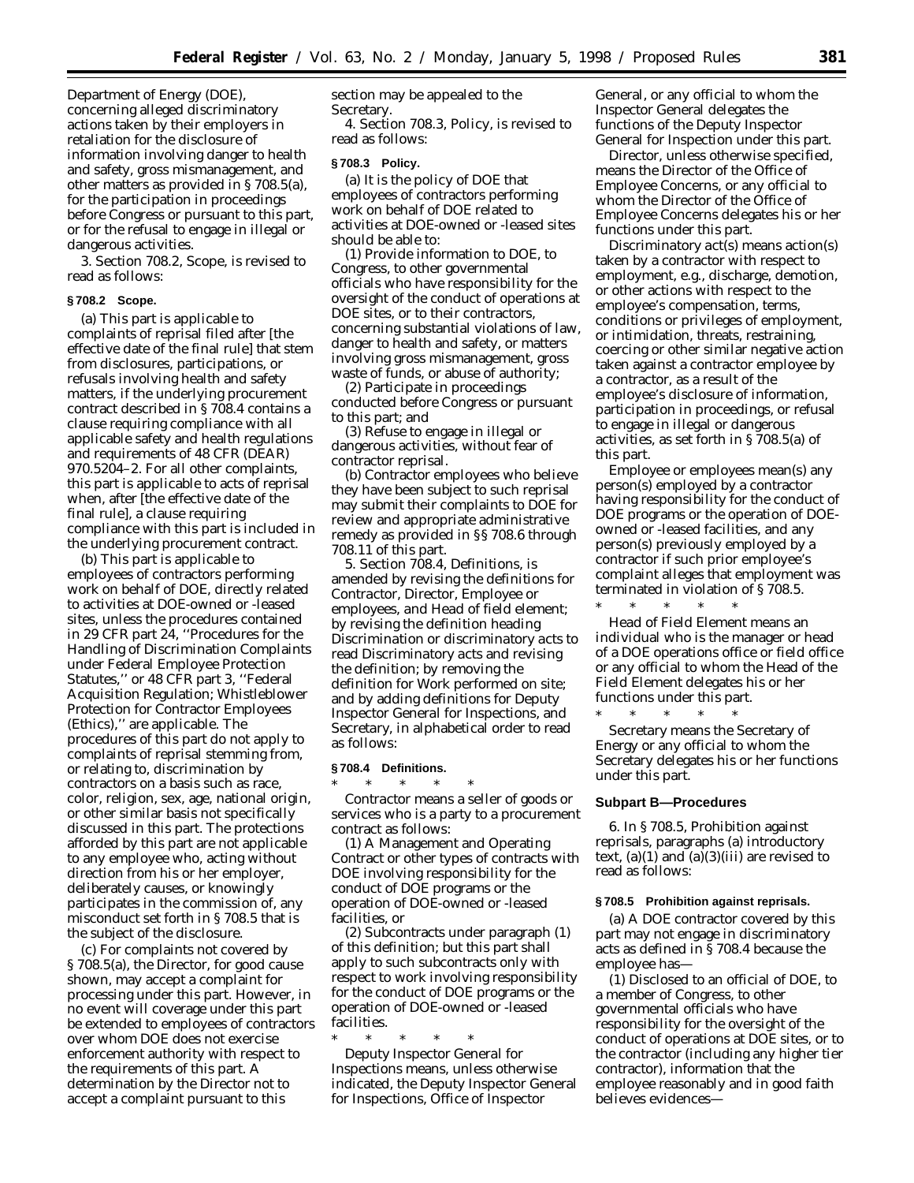Department of Energy (DOE), concerning alleged discriminatory actions taken by their employers in retaliation for the disclosure of information involving danger to health and safety, gross mismanagement, and other matters as provided in § 708.5(a), for the participation in proceedings before Congress or pursuant to this part, or for the refusal to engage in illegal or dangerous activities.

3. Section 708.2, Scope, is revised to read as follows:

**§ 708.2 Scope.**

(a) This part is applicable to complaints of reprisal filed after [the effective date of the final rule] that stem from disclosures, participations, or refusals involving health and safety matters, if the underlying procurement contract described in § 708.4 contains a clause requiring compliance with all applicable safety and health regulations and requirements of 48 CFR (DEAR) 970.5204–2. For all other complaints, this part is applicable to acts of reprisal when, after [the effective date of the final rule], a clause requiring compliance with this part is included in the underlying procurement contract.

(b) This part is applicable to employees of contractors performing work on behalf of DOE, directly related to activities at DOE-owned or -leased sites, unless the procedures contained in 29 CFR part 24, ''Procedures for the Handling of Discrimination Complaints under Federal Employee Protection Statutes,'' or 48 CFR part 3, ''Federal Acquisition Regulation; Whistleblower Protection for Contractor Employees (Ethics),'' are applicable. The procedures of this part do not apply to complaints of reprisal stemming from, or relating to, discrimination by contractors on a basis such as race, color, religion, sex, age, national origin, or other similar basis not specifically discussed in this part. The protections afforded by this part are not applicable to any employee who, acting without direction from his or her employer, deliberately causes, or knowingly participates in the commission of, any misconduct set forth in § 708.5 that is the subject of the disclosure.

(c) For complaints not covered by § 708.5(a), the Director, for good cause shown, may accept a complaint for processing under this part. However, in no event will coverage under this part be extended to employees of contractors over whom DOE does not exercise enforcement authority with respect to the requirements of this part. A determination by the Director not to accept a complaint pursuant to this section may be appealed to the Secretary.

4. Section 708.3, Policy, is revised to read as follows:

**§ 708.3 Policy.**

(a) It is the policy of DOE that employees of contractors performing work on behalf of DOE related to activities at DOE-owned or -leased sites should be able to:

(1) Provide information to DOE, to Congress, to other governmental officials who have responsibility for the oversight of the conduct of operations at DOE sites, or to their contractors, concerning substantial violations of law, danger to health and safety, or matters involving gross mismanagement, gross waste of funds, or abuse of authority;

(2) Participate in proceedings conducted before Congress or pursuant to this part; and

(3) Refuse to engage in illegal or dangerous activities, without fear of contractor reprisal.

(b) Contractor employees who believe they have been subject to such reprisal may submit their complaints to DOE for review and appropriate administrative remedy as provided in §§ 708.6 through 708.11 of this part.

5. Section 708.4, Definitions, is amended by revising the definitions for Contractor, Director, Employee or employees, and Head of field element; by revising the definition heading Discrimination or discriminatory acts to read Discriminatory acts and revising the definition; by removing the definition for Work performed on site; and by adding definitions for Deputy Inspector General for Inspections, and Secretary, in alphabetical order to read as follows:

**§ 708.4 Definitions.**

\* \* \* \* \*

*Contractor* means a seller of goods or services who is a party to a procurement contract as follows:

(1) A Management and Operating Contract or other types of contracts with DOE involving responsibility for the conduct of DOE programs or the operation of DOE-owned or -leased facilities, or

(2) Subcontracts under paragraph (1) of this definition; but this part shall apply to such subcontracts only with respect to work involving responsibility for the conduct of DOE programs or the operation of DOE-owned or -leased facilities.

\* \* \* \* \*

*Deputy Inspector General for Inspections* means, unless otherwise indicated, the Deputy Inspector General for Inspections, Office of Inspector General, or any official to whom the Inspector General delegates the functions of the Deputy Inspector General for Inspection under this part.

*Director,* unless otherwise specified, means the Director of the Office of Employee Concerns, or any official to whom the Director of the Office of Employee Concerns delegates his or her functions under this part.

*Discriminatory act(s)* means action(s) taken by a contractor with respect to employment, e.g., discharge, demotion, or other actions with respect to the employee's compensation, terms, conditions or privileges of employment, or intimidation, threats, restraining, coercing or other similar negative action taken against a contractor employee by a contractor, as a result of the employee's disclosure of information, participation in proceedings, or refusal to engage in illegal or dangerous activities, as set forth in § 708.5(a) of this part.

*Employee or employees* mean(s) any person(s) employed by a contractor having responsibility for the conduct of DOE programs or the operation of DOE-owned or -leased facilities, and any person(s) previously employed by a contractor if such prior employee's complaint alleges that employment was terminated in violation of § 708.5.

\* \* \* \* \*

*Head of Field Element* means an individual who is the manager or head of a DOE operations office or field office or any official to whom the Head of the Field Element delegates his or her functions under this part.

\* \* \* \* \*

*Secretary* means the Secretary of Energy or any official to whom the Secretary delegates his or her functions under this part.

## Subpart B—Procedures

6. In § 708.5, Prohibition against reprisals, paragraphs (a) introductory text, (a)(1) and (a)(3)(iii) are revised to read as follows:

**§ 708.5 Prohibition against reprisals.**

(a) A DOE contractor covered by this part may not engage in discriminatory acts as defined in § 708.4 because the employee has—

(1) Disclosed to an official of DOE, to a member of Congress, to other governmental officials who have responsibility for the oversight of the conduct of operations at DOE sites, or to the contractor (including any higher tier contractor), information that the employee reasonably and in good faith believes evidences—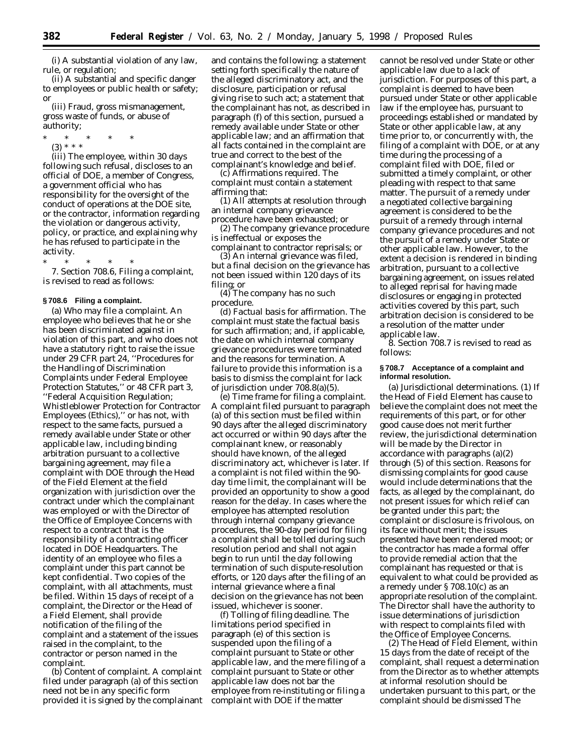(i) A substantial violation of any law, rule, or regulation;

(ii) A substantial and specific danger to employees or public health or safety; or

(iii) Fraud, gross mismanagement, gross waste of funds, or abuse of authority;

\* \* \* \* \*

(3) \* \* \*

(iii) The employee, within 30 days following such refusal, discloses to an official of DOE, a member of Congress, a government official who has responsibility for the oversight of the conduct of operations at the DOE site, or the contractor, information regarding the violation or dangerous activity, policy, or practice, and explaining why he has refused to participate in the activity.

\* \* \* \* \*

7. Section 708.6, Filing a complaint, is revised to read as follows:

### § 708.6 Filing a complaint.

(a) *Who may file a complaint.* An employee who believes that he or she has been discriminated against in violation of this part, and who does not have a statutory right to raise the issue under 29 CFR part 24, ''Procedures for the Handling of Discrimination Complaints under Federal Employee Protection Statutes,'' or 48 CFR part 3, ''Federal Acquisition Regulation; Whistleblower Protection for Contractor Employees (Ethics),'' or has not, with respect to the same facts, pursued a remedy available under State or other applicable law, including binding arbitration pursuant to a collective bargaining agreement, may file a complaint with DOE through the Head of the Field Element at the field organization with jurisdiction over the contract under which the complainant was employed or with the Director of the Office of Employee Concerns with respect to a contract that is the responsibility of a contracting officer located in DOE Headquarters. The identity of an employee who files a complaint under this part cannot be kept confidential. Two copies of the complaint, with all attachments, must be filed. Within 15 days of receipt of a complaint, the Director or the Head of a Field Element, shall provide notification of the filing of the complaint and a statement of the issues raised in the complaint, to the contractor or person named in the complaint.

(b) *Content of complaint.* A complaint filed under paragraph (a) of this section need not be in any specific form provided it is signed by the complainant and contains the following: a statement setting forth specifically the nature of the alleged discriminatory act, and the disclosure, participation or refusal giving rise to such act; a statement that the complainant has not, as described in paragraph (f) of this section, pursued a remedy available under State or other applicable law; and an affirmation that all facts contained in the complaint are true and correct to the best of the complainant's knowledge and belief.

(c) *Affirmations required.* The complaint must contain a statement affirming that:

(1) All attempts at resolution through an internal company grievance procedure have been exhausted; or

(2) The company grievance procedure is ineffectual or exposes the complainant to contractor reprisals; or

(3) An internal grievance was filed, but a final decision on the grievance has not been issued within 120 days of its filing; or

(4) The company has no such procedure.

(d) *Factual basis for affirmation.* The complaint must state the factual basis for such affirmation; and, if applicable, the date on which internal company grievance procedures were terminated and the reasons for termination. A failure to provide this information is a basis to dismiss the complaint for lack of jurisdiction under 708.8(a)(5).

(e) *Time frame for filing a complaint.* A complaint filed pursuant to paragraph (a) of this section must be filed within 90 days after the alleged discriminatory act occurred or within 90 days after the complainant knew, or reasonably should have known, of the alleged discriminatory act, whichever is later. If a complaint is not filed within the 90-day time limit, the complainant will be provided an opportunity to show a good reason for the delay. In cases where the employee has attempted resolution through internal company grievance procedures, the 90-day period for filing a complaint shall be tolled during such resolution period and shall not again begin to run until the day following termination of such dispute-resolution efforts, or 120 days after the filing of an internal grievance where a final decision on the grievance has not been issued, whichever is sooner.

(f) *Tolling of filing deadline.* The limitations period specified in paragraph (e) of this section is suspended upon the filing of a complaint pursuant to State or other applicable law, and the mere filing of a complaint pursuant to State or other applicable law does not bar the employee from re-instituting or filing a complaint with DOE if the matter cannot be resolved under State or other applicable law due to a lack of jurisdiction. For purposes of this part, a complaint is deemed to have been pursued under State or other applicable law if the employee has, pursuant to proceedings established or mandated by State or other applicable law, at any time prior to, or concurrently with, the filing of a complaint with DOE, or at any time during the processing of a complaint filed with DOE, filed or submitted a timely complaint, or other pleading with respect to that same matter. The pursuit of a remedy under a negotiated collective bargaining agreement is considered to be the pursuit of a remedy through internal company grievance procedures and not the pursuit of a remedy under State or other applicable law. However, to the extent a decision is rendered in binding arbitration, pursuant to a collective bargaining agreement, on issues related to alleged reprisal for having made disclosures or engaging in protected activities covered by this part, such arbitration decision is considered to be a resolution of the matter under applicable law.

8. Section 708.7 is revised to read as follows:

### § 708.7 Acceptance of a complaint and informal resolution.

(a) *Jurisdictional determinations.* (1) If the Head of Field Element has cause to believe the complaint does not meet the requirements of this part, or for other good cause does not merit further review, the jurisdictional determination will be made by the Director in accordance with paragraphs (a)(2) through (5) of this section. Reasons for dismissing complaints for good cause would include determinations that the facts, as alleged by the complainant, do not present issues for which relief can be granted under this part; the complaint or disclosure is frivolous, on its face without merit; the issues presented have been rendered moot; or the contractor has made a formal offer to provide remedial action that the complainant has requested or that is equivalent to what could be provided as a remedy under § 708.10(c) as an appropriate resolution of the complaint. The Director shall have the authority to issue determinations of jurisdiction with respect to complaints filed with the Office of Employee Concerns.

(2) The Head of Field Element, within 15 days from the date of receipt of the complaint, shall request a determination from the Director as to whether attempts at informal resolution should be undertaken pursuant to this part, or the complaint should be dismissed The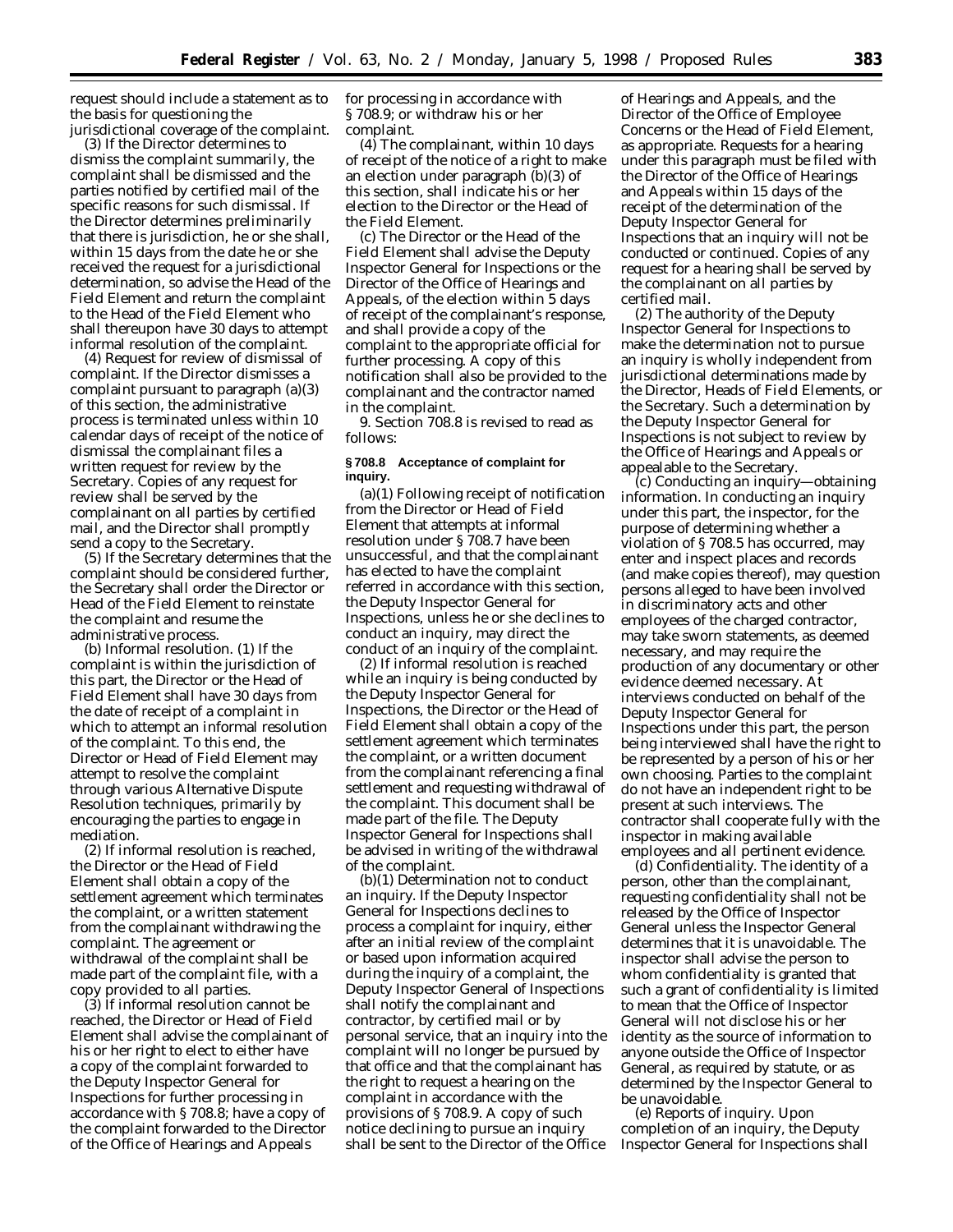request should include a statement as to the basis for questioning the jurisdictional coverage of the complaint.

(3) If the Director determines to dismiss the complaint summarily, the complaint shall be dismissed and the parties notified by certified mail of the specific reasons for such dismissal. If the Director determines preliminarily that there is jurisdiction, he or she shall, within 15 days from the date he or she received the request for a jurisdictional determination, so advise the Head of the Field Element and return the complaint to the Head of the Field Element who shall thereupon have 30 days to attempt informal resolution of the complaint.

(4) Request for review of dismissal of complaint. If the Director dismisses a complaint pursuant to paragraph (a)(3) of this section, the administrative process is terminated unless within 10 calendar days of receipt of the notice of dismissal the complainant files a written request for review by the Secretary. Copies of any request for review shall be served by the complainant on all parties by certified mail, and the Director shall promptly send a copy to the Secretary.

(5) If the Secretary determines that the complaint should be considered further, the Secretary shall order the Director or Head of the Field Element to reinstate the complaint and resume the administrative process.

(b) *Informal resolution.* (1) If the complaint is within the jurisdiction of this part, the Director or the Head of Field Element shall have 30 days from the date of receipt of a complaint in which to attempt an informal resolution of the complaint. To this end, the Director or Head of Field Element may attempt to resolve the complaint through various Alternative Dispute Resolution techniques, primarily by encouraging the parties to engage in mediation.

(2) If informal resolution is reached, the Director or the Head of Field Element shall obtain a copy of the settlement agreement which terminates the complaint, or a written statement from the complainant withdrawing the complaint. The agreement or withdrawal of the complaint shall be made part of the complaint file, with a copy provided to all parties.

(3) If informal resolution cannot be reached, the Director or Head of Field Element shall advise the complainant of his or her right to elect to either have a copy of the complaint forwarded to the Deputy Inspector General for Inspections for further processing in accordance with § 708.8; have a copy of the complaint forwarded to the Director of the Office of Hearings and Appeals for processing in accordance with § 708.9; or withdraw his or her complaint.

(4) The complainant, within 10 days of receipt of the notice of a right to make an election under paragraph (b)(3) of this section, shall indicate his or her election to the Director or the Head of the Field Element.

(c) The Director or the Head of the Field Element shall advise the Deputy Inspector General for Inspections or the Director of the Office of Hearings and Appeals, of the election within 5 days of receipt of the complainant's response, and shall provide a copy of the complaint to the appropriate official for further processing. A copy of this notification shall also be provided to the complainant and the contractor named in the complaint.

9. Section 708.8 is revised to read as follows:

**§ 708.8 Acceptance of complaint for inquiry.**

(a)(1) Following receipt of notification from the Director or Head of Field Element that attempts at informal resolution under § 708.7 have been unsuccessful, and that the complainant has elected to have the complaint referred in accordance with this section, the Deputy Inspector General for Inspections, unless he or she declines to conduct an inquiry, may direct the conduct of an inquiry of the complaint.

(2) If informal resolution is reached while an inquiry is being conducted by the Deputy Inspector General for Inspections, the Director or the Head of Field Element shall obtain a copy of the settlement agreement which terminates the complaint, or a written document from the complainant referencing a final settlement and requesting withdrawal of the complaint. This document shall be made part of the file. The Deputy Inspector General for Inspections shall be advised in writing of the withdrawal of the complaint.

(b)(1) *Determination not to conduct an inquiry.* If the Deputy Inspector General for Inspections declines to process a complaint for inquiry, either after an initial review of the complaint or based upon information acquired during the inquiry of a complaint, the Deputy Inspector General of Inspections shall notify the complainant and contractor, by certified mail or by personal service, that an inquiry into the complaint will no longer be pursued by that office and that the complainant has the right to request a hearing on the complaint in accordance with the provisions of § 708.9. A copy of such notice declining to pursue an inquiry shall be sent to the Director of the Office of Hearings and Appeals, and the Director of the Office of Employee Concerns or the Head of Field Element, as appropriate. Requests for a hearing under this paragraph must be filed with the Director of the Office of Hearings and Appeals within 15 days of the receipt of the determination of the Deputy Inspector General for Inspections that an inquiry will not be conducted or continued. Copies of any request for a hearing shall be served by the complainant on all parties by certified mail.

(2) The authority of the Deputy Inspector General for Inspections to make the determination not to pursue an inquiry is wholly independent from jurisdictional determinations made by the Director, Heads of Field Elements, or the Secretary. Such a determination by the Deputy Inspector General for Inspections is not subject to review by the Office of Hearings and Appeals or appealable to the Secretary.

(c) *Conducting an inquiry—obtaining information.* In conducting an inquiry under this part, the inspector, for the purpose of determining whether a violation of § 708.5 has occurred, may enter and inspect places and records (and make copies thereof), may question persons alleged to have been involved in discriminatory acts and other employees of the charged contractor, may take sworn statements, as deemed necessary, and may require the production of any documentary or other evidence deemed necessary. At interviews conducted on behalf of the Deputy Inspector General for Inspections under this part, the person being interviewed shall have the right to be represented by a person of his or her own choosing. Parties to the complaint do not have an independent right to be present at such interviews. The contractor shall cooperate fully with the inspector in making available employees and all pertinent evidence.

(d) *Confidentiality.* The identity of a person, other than the complainant, requesting confidentiality shall not be released by the Office of Inspector General unless the Inspector General determines that it is unavoidable. The inspector shall advise the person to whom confidentiality is granted that such a grant of confidentiality is limited to mean that the Office of Inspector General will not disclose his or her identity as the source of information to anyone outside the Office of Inspector General, as required by statute, or as determined by the Inspector General to be unavoidable.

(e) *Reports of inquiry.* Upon completion of an inquiry, the Deputy Inspector General for Inspections shall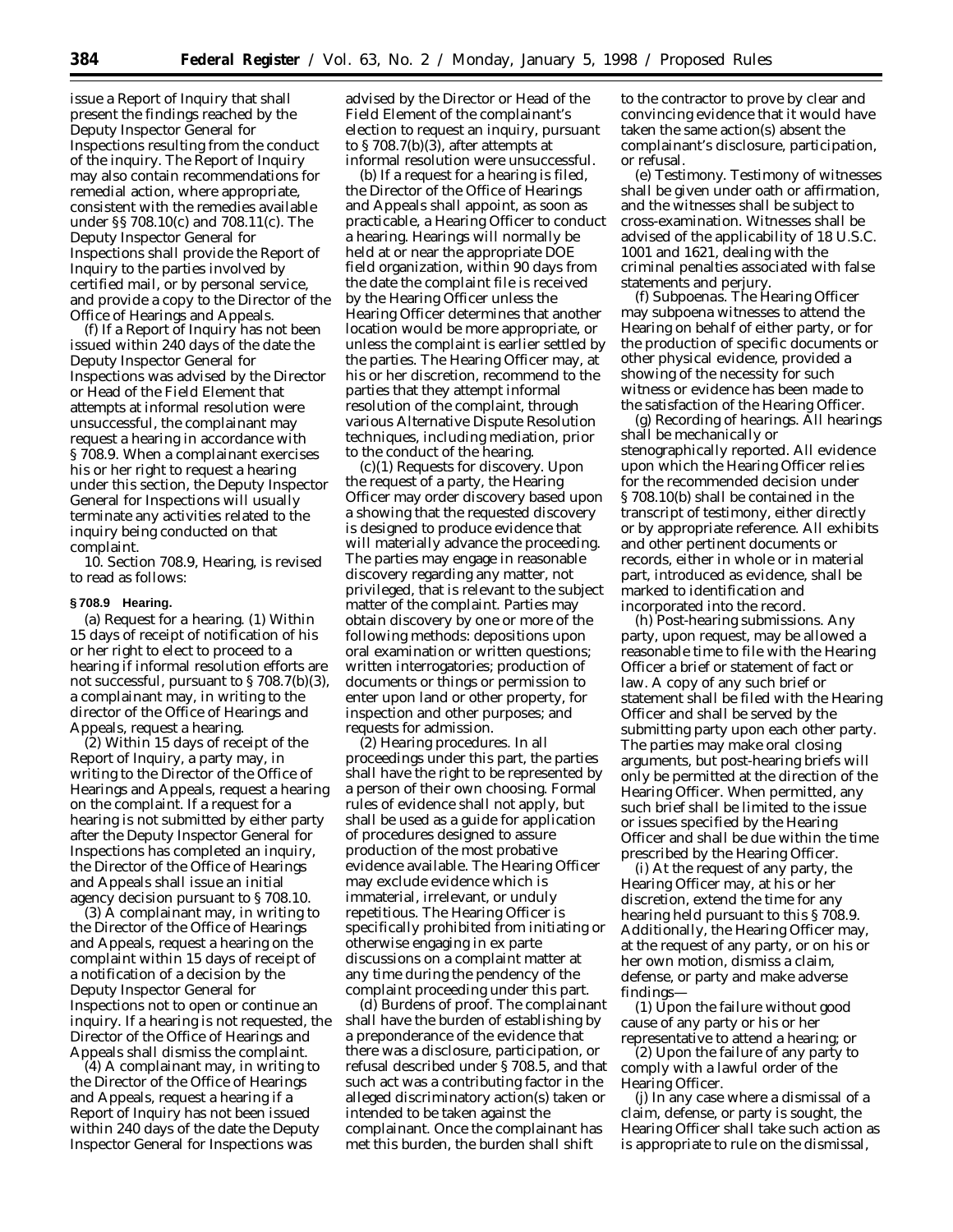issue a Report of Inquiry that shall present the findings reached by the Deputy Inspector General for Inspections resulting from the conduct of the inquiry. The Report of Inquiry may also contain recommendations for remedial action, where appropriate, consistent with the remedies available under §§ 708.10(c) and 708.11(c). The Deputy Inspector General for Inspections shall provide the Report of Inquiry to the parties involved by certified mail, or by personal service, and provide a copy to the Director of the Office of Hearings and Appeals.

(f) If a Report of Inquiry has not been issued within 240 days of the date the Deputy Inspector General for Inspections was advised by the Director or Head of the Field Element that attempts at informal resolution were unsuccessful, the complainant may request a hearing in accordance with § 708.9. When a complainant exercises his or her right to request a hearing under this section, the Deputy Inspector General for Inspections will usually terminate any activities related to the inquiry being conducted on that complaint.

10. Section 708.9, Hearing, is revised to read as follows:

**§ 708.9 Hearing.**

(a) *Request for a hearing.* (1) Within 15 days of receipt of notification of his or her right to elect to proceed to a hearing if informal resolution efforts are not successful, pursuant to § 708.7(b)(3), a complainant may, in writing to the director of the Office of Hearings and Appeals, request a hearing.

(2) Within 15 days of receipt of the Report of Inquiry, a party may, in writing to the Director of the Office of Hearings and Appeals, request a hearing on the complaint. If a request for a hearing is not submitted by either party after the Deputy Inspector General for Inspections has completed an inquiry, the Director of the Office of Hearings and Appeals shall issue an initial agency decision pursuant to § 708.10.

(3) A complainant may, in writing to the Director of the Office of Hearings and Appeals, request a hearing on the complaint within 15 days of receipt of a notification of a decision by the Deputy Inspector General for Inspections not to open or continue an inquiry. If a hearing is not requested, the Director of the Office of Hearings and Appeals shall dismiss the complaint.

(4) A complainant may, in writing to the Director of the Office of Hearings and Appeals, request a hearing if a Report of Inquiry has not been issued within 240 days of the date the Deputy Inspector General for Inspections was advised by the Director or Head of the Field Element of the complainant's election to request an inquiry, pursuant to § 708.7(b)(3), after attempts at informal resolution were unsuccessful.

(b) If a request for a hearing is filed, the Director of the Office of Hearings and Appeals shall appoint, as soon as practicable, a Hearing Officer to conduct a hearing. Hearings will normally be held at or near the appropriate DOE field organization, within 90 days from the date the complaint file is received by the Hearing Officer unless the Hearing Officer determines that another location would be more appropriate, or unless the complaint is earlier settled by the parties. The Hearing Officer may, at his or her discretion, recommend to the parties that they attempt informal resolution of the complaint, through various Alternative Dispute Resolution techniques, including mediation, prior to the conduct of the hearing.

(c)(1) *Requests for discovery.* Upon the request of a party, the Hearing Officer may order discovery based upon a showing that the requested discovery is designed to produce evidence that will materially advance the proceeding. The parties may engage in reasonable discovery regarding any matter, not privileged, that is relevant to the subject matter of the complaint. Parties may obtain discovery by one or more of the following methods: depositions upon oral examination or written questions; written interrogatories; production of documents or things or permission to enter upon land or other property, for inspection and other purposes; and requests for admission.

(2) *Hearing procedures.* In all proceedings under this part, the parties shall have the right to be represented by a person of their own choosing. Formal rules of evidence shall not apply, but shall be used as a guide for application of procedures designed to assure production of the most probative evidence available. The Hearing Officer may exclude evidence which is immaterial, irrelevant, or unduly repetitious. The Hearing Officer is specifically prohibited from initiating or otherwise engaging in ex parte discussions on a complaint matter at any time during the pendency of the complaint proceeding under this part.

(d) *Burdens of proof.* The complainant shall have the burden of establishing by a preponderance of the evidence that there was a disclosure, participation, or refusal described under § 708.5, and that such act was a contributing factor in the alleged discriminatory action(s) taken or intended to be taken against the complainant. Once the complainant has met this burden, the burden shall shift to the contractor to prove by clear and convincing evidence that it would have taken the same action(s) absent the complainant's disclosure, participation, or refusal.

(e) *Testimony.* Testimony of witnesses shall be given under oath or affirmation, and the witnesses shall be subject to cross-examination. Witnesses shall be advised of the applicability of 18 U.S.C. 1001 and 1621, dealing with the criminal penalties associated with false statements and perjury.

(f) *Subpoenas.* The Hearing Officer may subpoena witnesses to attend the Hearing on behalf of either party, or for the production of specific documents or other physical evidence, provided a showing of the necessity for such witness or evidence has been made to the satisfaction of the Hearing Officer.

(g) *Recording of hearings.* All hearings shall be mechanically or stenographically reported. All evidence upon which the Hearing Officer relies for the recommended decision under § 708.10(b) shall be contained in the transcript of testimony, either directly or by appropriate reference. All exhibits and other pertinent documents or records, either in whole or in material part, introduced as evidence, shall be marked to identification and incorporated into the record.

(h) *Post-hearing submissions.* Any party, upon request, may be allowed a reasonable time to file with the Hearing Officer a brief or statement of fact or law. A copy of any such brief or statement shall be filed with the Hearing Officer and shall be served by the submitting party upon each other party. The parties may make oral closing arguments, but post-hearing briefs will only be permitted at the direction of the Hearing Officer. When permitted, any such brief shall be limited to the issue or issues specified by the Hearing Officer and shall be due within the time prescribed by the Hearing Officer.

(i) At the request of any party, the Hearing Officer may, at his or her discretion, extend the time for any hearing held pursuant to this § 708.9. Additionally, the Hearing Officer may, at the request of any party, or on his or her own motion, dismiss a claim, defense, or party and make adverse findings—

(1) Upon the failure without good cause of any party or his or her representative to attend a hearing; or

(2) Upon the failure of any party to comply with a lawful order of the Hearing Officer.

(j) In any case where a dismissal of a claim, defense, or party is sought, the Hearing Officer shall take such action as is appropriate to rule on the dismissal,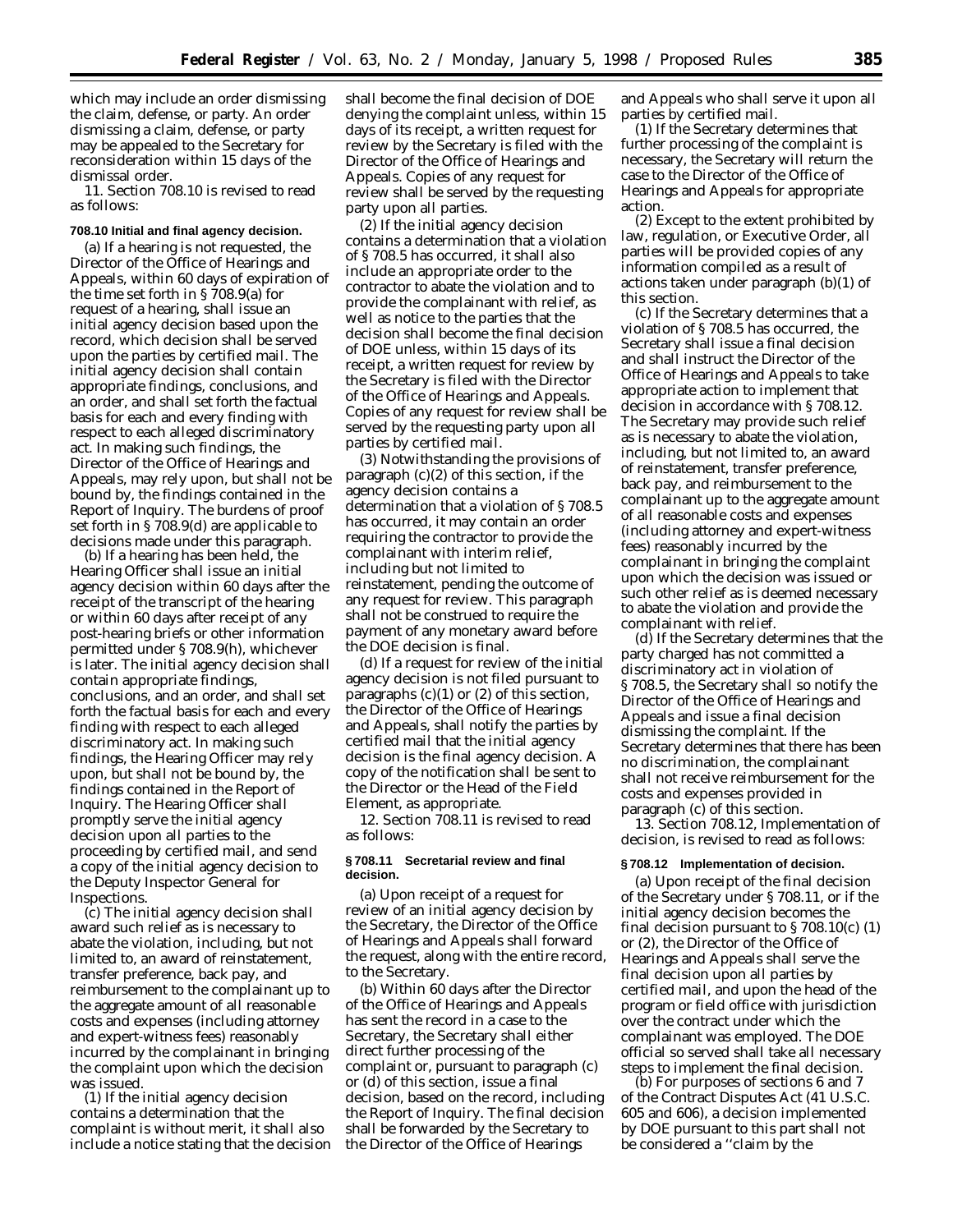which may include an order dismissing the claim, defense, or party. An order dismissing a claim, defense, or party may be appealed to the Secretary for reconsideration within 15 days of the dismissal order.

11. Section 708.10 is revised to read as follows:

**708.10 Initial and final agency decision.**

(a) If a hearing is not requested, the Director of the Office of Hearings and Appeals, within 60 days of expiration of the time set forth in § 708.9(a) for request of a hearing, shall issue an initial agency decision based upon the record, which decision shall be served upon the parties by certified mail. The initial agency decision shall contain appropriate findings, conclusions, and an order, and shall set forth the factual basis for each and every finding with respect to each alleged discriminatory act. In making such findings, the Director of the Office of Hearings and Appeals, may rely upon, but shall not be bound by, the findings contained in the Report of Inquiry. The burdens of proof set forth in § 708.9(d) are applicable to decisions made under this paragraph.

(b) If a hearing has been held, the Hearing Officer shall issue an initial agency decision within 60 days after the receipt of the transcript of the hearing or within 60 days after receipt of any post-hearing briefs or other information permitted under § 708.9(h), whichever is later. The initial agency decision shall contain appropriate findings, conclusions, and an order, and shall set forth the factual basis for each and every finding with respect to each alleged discriminatory act. In making such findings, the Hearing Officer may rely upon, but shall not be bound by, the findings contained in the Report of Inquiry. The Hearing Officer shall promptly serve the initial agency decision upon all parties to the proceeding by certified mail, and send a copy of the initial agency decision to the Deputy Inspector General for Inspections.

(c) The initial agency decision shall award such relief as is necessary to abate the violation, including, but not limited to, an award of reinstatement, transfer preference, back pay, and reimbursement to the complainant up to the aggregate amount of all reasonable costs and expenses (including attorney and expert-witness fees) reasonably incurred by the complainant in bringing the complaint upon which the decision was issued.

(1) If the initial agency decision contains a determination that the complaint is without merit, it shall also include a notice stating that the decision shall become the final decision of DOE denying the complaint unless, within 15 days of its receipt, a written request for review by the Secretary is filed with the Director of the Office of Hearings and Appeals. Copies of any request for review shall be served by the requesting party upon all parties.

(2) If the initial agency decision contains a determination that a violation of § 708.5 has occurred, it shall also include an appropriate order to the contractor to abate the violation and to provide the complainant with relief, as well as notice to the parties that the decision shall become the final decision of DOE unless, within 15 days of its receipt, a written request for review by the Secretary is filed with the Director of the Office of Hearings and Appeals. Copies of any request for review shall be served by the requesting party upon all parties by certified mail.

(3) Notwithstanding the provisions of paragraph (c)(2) of this section, if the agency decision contains a determination that a violation of § 708.5 has occurred, it may contain an order requiring the contractor to provide the complainant with interim relief, including but not limited to reinstatement, pending the outcome of any request for review. This paragraph shall not be construed to require the payment of any monetary award before the DOE decision is final.

(d) If a request for review of the initial agency decision is not filed pursuant to paragraphs (c)(1) or (2) of this section, the Director of the Office of Hearings and Appeals, shall notify the parties by certified mail that the initial agency decision is the final agency decision. A copy of the notification shall be sent to the Director or the Head of the Field Element, as appropriate.

12. Section 708.11 is revised to read as follows:

**§ 708.11 Secretarial review and final decision.**

(a) Upon receipt of a request for review of an initial agency decision by the Secretary, the Director of the Office of Hearings and Appeals shall forward the request, along with the entire record, to the Secretary.

(b) Within 60 days after the Director of the Office of Hearings and Appeals has sent the record in a case to the Secretary, the Secretary shall either direct further processing of the complaint or, pursuant to paragraph (c) or (d) of this section, issue a final decision, based on the record, including the Report of Inquiry. The final decision shall be forwarded by the Secretary to the Director of the Office of Hearings and Appeals who shall serve it upon all parties by certified mail.

(1) If the Secretary determines that further processing of the complaint is necessary, the Secretary will return the case to the Director of the Office of Hearings and Appeals for appropriate action.

(2) Except to the extent prohibited by law, regulation, or Executive Order, all parties will be provided copies of any information compiled as a result of actions taken under paragraph (b)(1) of this section.

(c) If the Secretary determines that a violation of § 708.5 has occurred, the Secretary shall issue a final decision and shall instruct the Director of the Office of Hearings and Appeals to take appropriate action to implement that decision in accordance with § 708.12. The Secretary may provide such relief as is necessary to abate the violation, including, but not limited to, an award of reinstatement, transfer preference, back pay, and reimbursement to the complainant up to the aggregate amount of all reasonable costs and expenses (including attorney and expert-witness fees) reasonably incurred by the complainant in bringing the complaint upon which the decision was issued or such other relief as is deemed necessary to abate the violation and provide the complainant with relief.

(d) If the Secretary determines that the party charged has not committed a discriminatory act in violation of § 708.5, the Secretary shall so notify the Director of the Office of Hearings and Appeals and issue a final decision dismissing the complaint. If the Secretary determines that there has been no discrimination, the complainant shall not receive reimbursement for the costs and expenses provided in paragraph (c) of this section.

13. Section 708.12, Implementation of decision, is revised to read as follows:

**§ 708.12 Implementation of decision.**

(a) Upon receipt of the final decision of the Secretary under § 708.11, or if the initial agency decision becomes the final decision pursuant to § 708.10(c) (1) or (2), the Director of the Office of Hearings and Appeals shall serve the final decision upon all parties by certified mail, and upon the head of the program or field office with jurisdiction over the contract under which the complainant was employed. The DOE official so served shall take all necessary steps to implement the final decision.

(b) For purposes of sections 6 and 7 of the Contract Disputes Act (41 U.S.C. 605 and 606), a decision implemented by DOE pursuant to this part shall not be considered a ''claim by the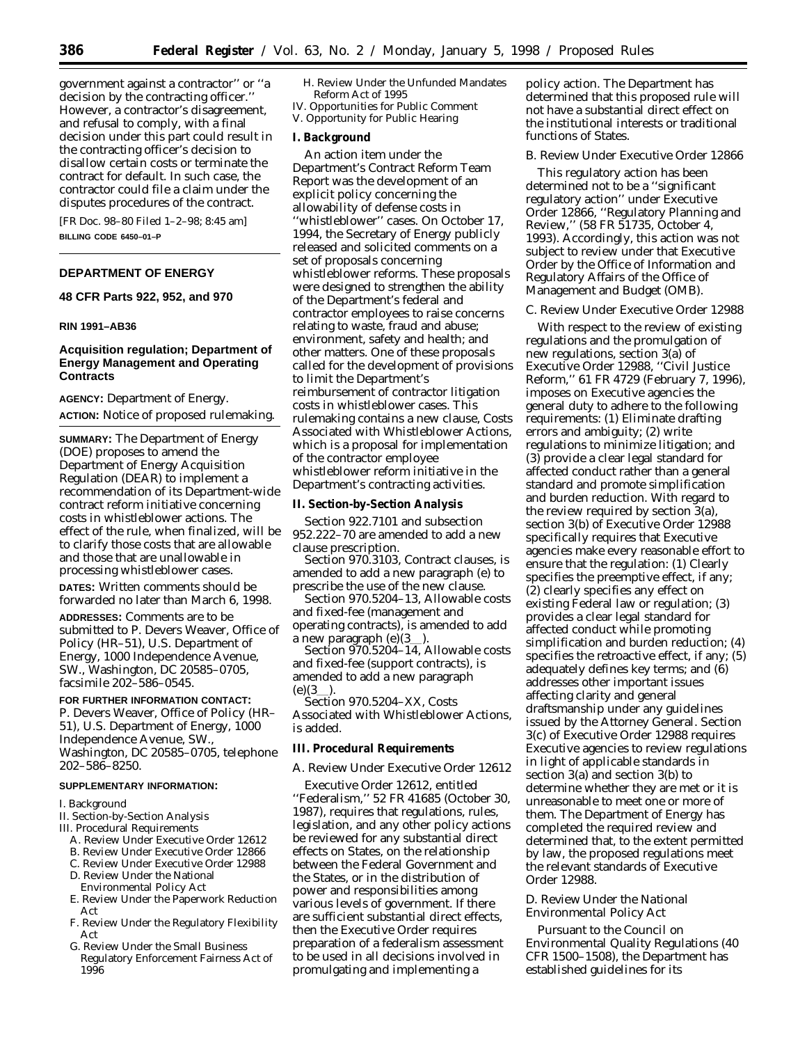government against a contractor'' or ''a decision by the contracting officer.'' However, a contractor's disagreement, and refusal to comply, with a final decision under this part could result in the contracting officer's decision to disallow certain costs or terminate the contract for default. In such case, the contractor could file a claim under the disputes procedures of the contract.

[FR Doc. 98–80 Filed 1–2–98; 8:45 am]

**BILLING CODE 6450–01–P**

## DEPARTMENT OF ENERGY

### 48 CFR Parts 922, 952, and 970

**RIN 1991–AB36**

### Acquisition regulation; Department of Energy Management and Operating Contracts

**AGENCY:** Department of Energy.

**ACTION:** Notice of proposed rulemaking.

**SUMMARY:** The Department of Energy (DOE) proposes to amend the Department of Energy Acquisition Regulation (DEAR) to implement a recommendation of its Department-wide contract reform initiative concerning costs in whistleblower actions. The effect of the rule, when finalized, will be to clarify those costs that are allowable and those that are unallowable in processing whistleblower cases.

**DATES:** Written comments should be forwarded no later than March 6, 1998.

**ADDRESSES:** Comments are to be submitted to P. Devers Weaver, Office of Policy (HR–51), U.S. Department of Energy, 1000 Independence Avenue, SW., Washington, DC 20585–0705, facsimile 202–586–0545.

**FOR FURTHER INFORMATION CONTACT:** P. Devers Weaver, Office of Policy (HR–51), U.S. Department of Energy, 1000 Independence Avenue, SW., Washington, DC 20585–0705, telephone 202–586–8250.

**SUPPLEMENTARY INFORMATION:**

I. Background
II. Section-by-Section Analysis
III. Procedural Requirements
- A. Review Under Executive Order 12612
- B. Review Under Executive Order 12866
- C. Review Under Executive Order 12988
- D. Review Under the National Environmental Policy Act
- E. Review Under the Paperwork Reduction Act
- F. Review Under the Regulatory Flexibility Act
- G. Review Under the Small Business Regulatory Enforcement Fairness Act of 1996
- H. Review Under the Unfunded Mandates Reform Act of 1995

IV. Opportunities for Public Comment
V. Opportunity for Public Hearing

### I. Background

An action item under the Department's Contract Reform Team Report was the development of an explicit policy concerning the allowability of defense costs in ''whistleblower'' cases. On October 17, 1994, the Secretary of Energy publicly released and solicited comments on a set of proposals concerning whistleblower reforms. These proposals were designed to strengthen the ability of the Department's federal and contractor employees to raise concerns relating to waste, fraud and abuse; environment, safety and health; and other matters. One of these proposals called for the development of provisions to limit the Department's reimbursement of contractor litigation costs in whistleblower cases. This rulemaking contains a new clause, Costs Associated with Whistleblower Actions, which is a proposal for implementation of the contractor employee whistleblower reform initiative in the Department's contracting activities.

### II. Section-by-Section Analysis

Section 922.7101 and subsection 952.222–70 are amended to add a new clause prescription.

Section 970.3103, Contract clauses, is amended to add a new paragraph (e) to prescribe the use of the new clause.

Section 970.5204–13, Allowable costs and fixed-fee (management and operating contracts), is amended to add a new paragraph (e)(3__).

Section 970.5204–14, Allowable costs and fixed-fee (support contracts), is amended to add a new paragraph (e)(3__).

Section 970.5204–XX, Costs Associated with Whistleblower Actions, is added.

### III. Procedural Requirements

#### A. Review Under Executive Order 12612

Executive Order 12612, entitled ''Federalism,'' 52 FR 41685 (October 30, 1987), requires that regulations, rules, legislation, and any other policy actions be reviewed for any substantial direct effects on States, on the relationship between the Federal Government and the States, or in the distribution of power and responsibilities among various levels of government. If there are sufficient substantial direct effects, then the Executive Order requires preparation of a federalism assessment to be used in all decisions involved in promulgating and implementing a policy action. The Department has determined that this proposed rule will not have a substantial direct effect on the institutional interests or traditional functions of States.

#### B. Review Under Executive Order 12866

This regulatory action has been determined not to be a ''significant regulatory action'' under Executive Order 12866, ''Regulatory Planning and Review,'' (58 FR 51735, October 4, 1993). Accordingly, this action was not subject to review under that Executive Order by the Office of Information and Regulatory Affairs of the Office of Management and Budget (OMB).

#### C. Review Under Executive Order 12988

With respect to the review of existing regulations and the promulgation of new regulations, section 3(a) of Executive Order 12988, ''Civil Justice Reform,'' 61 FR 4729 (February 7, 1996), imposes on Executive agencies the general duty to adhere to the following requirements: (1) Eliminate drafting errors and ambiguity; (2) write regulations to minimize litigation; and (3) provide a clear legal standard for affected conduct rather than a general standard and promote simplification and burden reduction. With regard to the review required by section 3(a), section 3(b) of Executive Order 12988 specifically requires that Executive agencies make every reasonable effort to ensure that the regulation: (1) Clearly specifies the preemptive effect, if any; (2) clearly specifies any effect on existing Federal law or regulation; (3) provides a clear legal standard for affected conduct while promoting simplification and burden reduction; (4) specifies the retroactive effect, if any; (5) adequately defines key terms; and (6) addresses other important issues affecting clarity and general draftsmanship under any guidelines issued by the Attorney General. Section 3(c) of Executive Order 12988 requires Executive agencies to review regulations in light of applicable standards in section 3(a) and section 3(b) to determine whether they are met or it is unreasonable to meet one or more of them. The Department of Energy has completed the required review and determined that, to the extent permitted by law, the proposed regulations meet the relevant standards of Executive Order 12988.

#### D. Review Under the National Environmental Policy Act

Pursuant to the Council on Environmental Quality Regulations (40 CFR 1500–1508), the Department has established guidelines for its